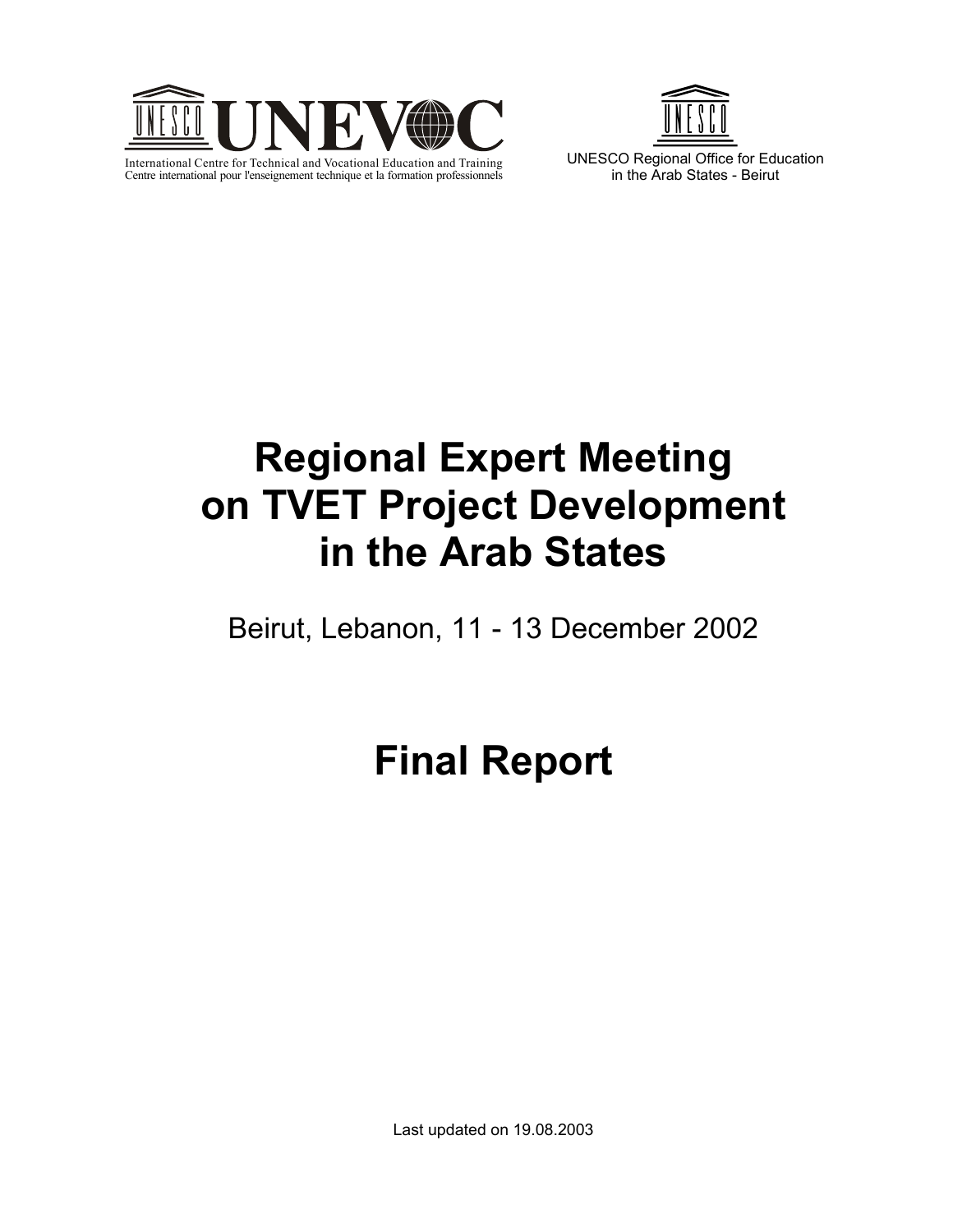UNESCO UNEVOC

International Centre for Technical and Vocational Education and Training
Centre international pour l'enseignement technique et la formation professionnels

UNESCO

UNESCO Regional Office for Education
in the Arab States - Beirut

# Regional Expert Meeting on TVET Project Development in the Arab States

Beirut, Lebanon, 11 - 13 December 2002

# Final Report

Last updated on 19.08.2003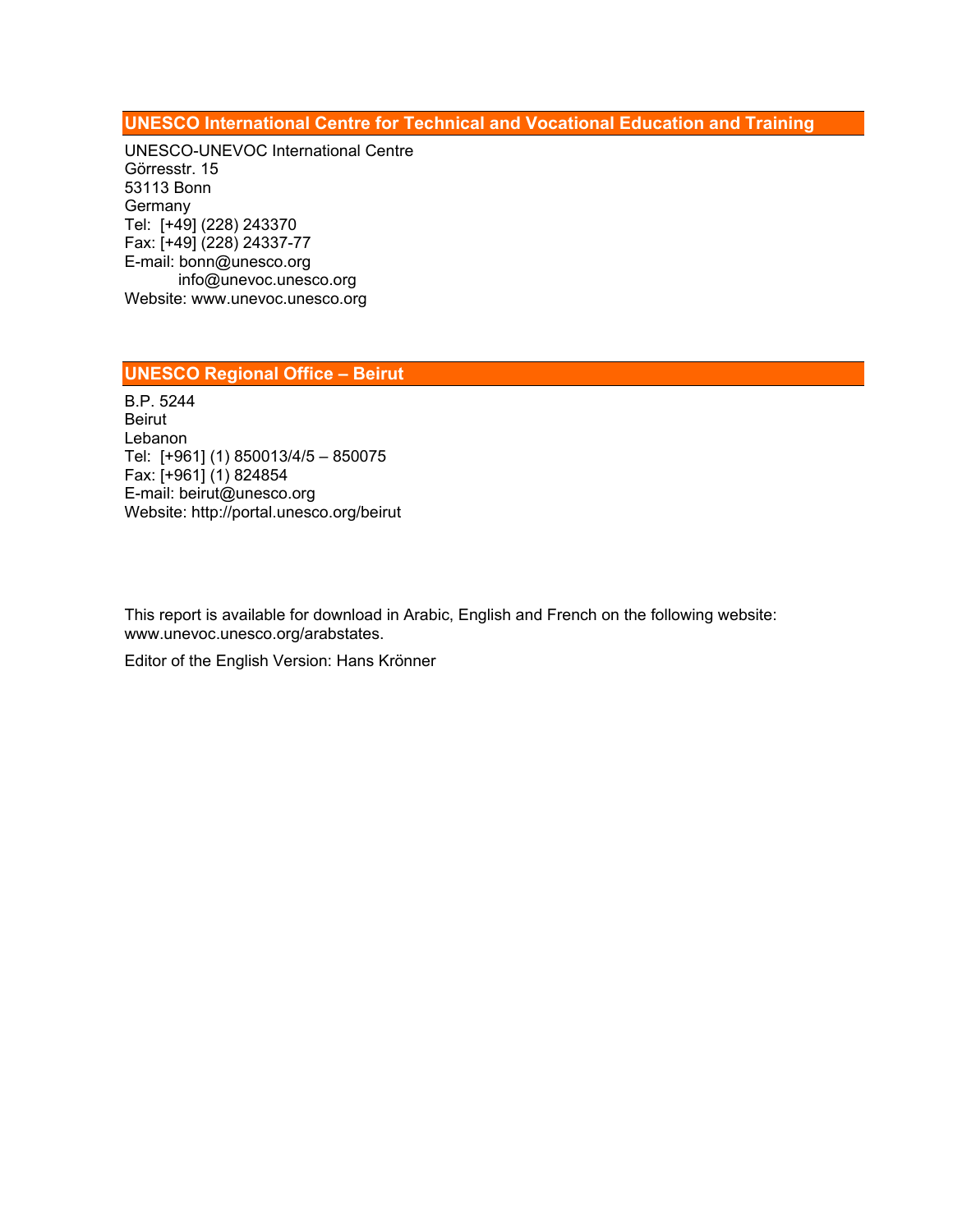## UNESCO International Centre for Technical and Vocational Education and Training

UNESCO-UNEVOC International Centre
Görresstr. 15
53113 Bonn
Germany
Tel: [+49] (228) 243370
Fax: [+49] (228) 24337-77
E-mail: bonn@unesco.org
info@unevoc.unesco.org
Website: www.unevoc.unesco.org

## UNESCO Regional Office – Beirut

B.P. 5244
Beirut
Lebanon
Tel: [+961] (1) 850013/4/5 – 850075
Fax: [+961] (1) 824854
E-mail: beirut@unesco.org
Website: http://portal.unesco.org/beirut

This report is available for download in Arabic, English and French on the following website: www.unevoc.unesco.org/arabstates.

Editor of the English Version: Hans Krönner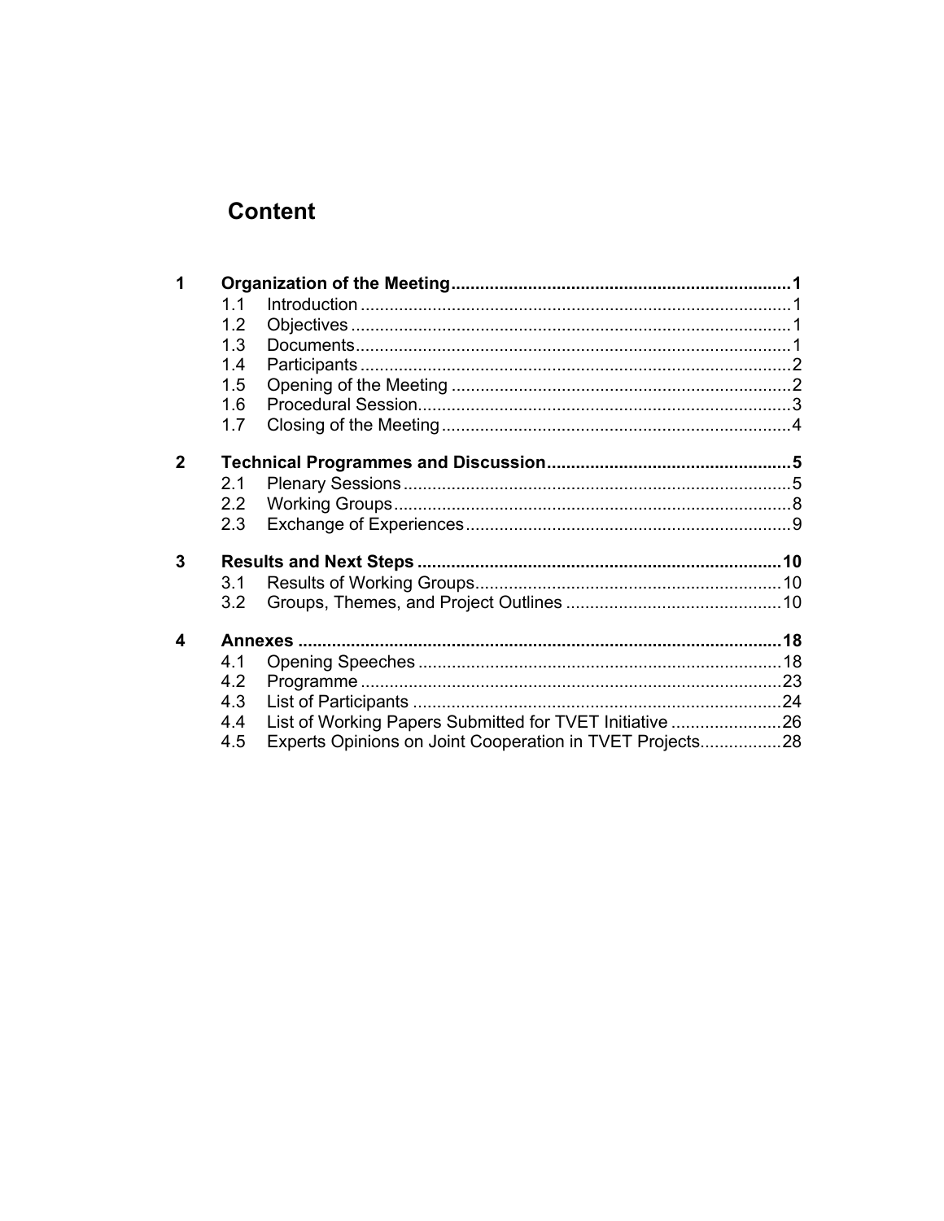# Content

| | | | |
|---|---|---|---|
| **1** | **Organization of the Meeting** | | **1** |
| | 1.1 | Introduction | 1 |
| | 1.2 | Objectives | 1 |
| | 1.3 | Documents | 1 |
| | 1.4 | Participants | 2 |
| | 1.5 | Opening of the Meeting | 2 |
| | 1.6 | Procedural Session | 3 |
| | 1.7 | Closing of the Meeting | 4 |
| **2** | **Technical Programmes and Discussion** | | **5** |
| | 2.1 | Plenary Sessions | 5 |
| | 2.2 | Working Groups | 8 |
| | 2.3 | Exchange of Experiences | 9 |
| **3** | **Results and Next Steps** | | **10** |
| | 3.1 | Results of Working Groups | 10 |
| | 3.2 | Groups, Themes, and Project Outlines | 10 |
| **4** | **Annexes** | | **18** |
| | 4.1 | Opening Speeches | 18 |
| | 4.2 | Programme | 23 |
| | 4.3 | List of Participants | 24 |
| | 4.4 | List of Working Papers Submitted for TVET Initiative | 26 |
| | 4.5 | Experts Opinions on Joint Cooperation in TVET Projects | 28 |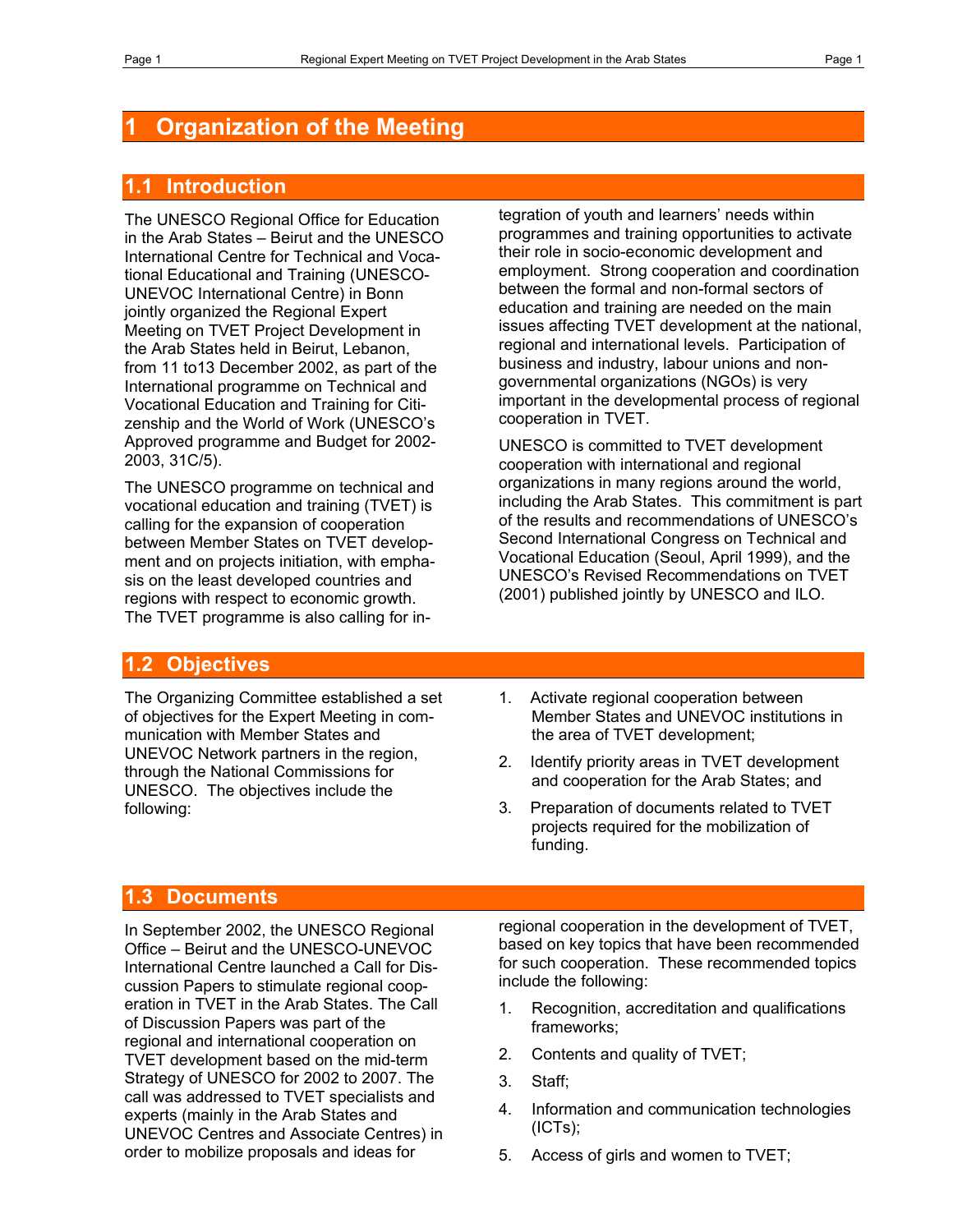# 1 Organization of the Meeting

## 1.1 Introduction

The UNESCO Regional Office for Education in the Arab States – Beirut and the UNESCO International Centre for Technical and Vocational Educational and Training (UNESCO-UNEVOC International Centre) in Bonn jointly organized the Regional Expert Meeting on TVET Project Development in the Arab States held in Beirut, Lebanon, from 11 to13 December 2002, as part of the International programme on Technical and Vocational Education and Training for Citizenship and the World of Work (UNESCO's Approved programme and Budget for 2002-2003, 31C/5).

The UNESCO programme on technical and vocational education and training (TVET) is calling for the expansion of cooperation between Member States on TVET development and on projects initiation, with emphasis on the least developed countries and regions with respect to economic growth. The TVET programme is also calling for integration of youth and learners' needs within programmes and training opportunities to activate their role in socio-economic development and employment. Strong cooperation and coordination between the formal and non-formal sectors of education and training are needed on the main issues affecting TVET development at the national, regional and international levels. Participation of business and industry, labour unions and non-governmental organizations (NGOs) is very important in the developmental process of regional cooperation in TVET.

UNESCO is committed to TVET development cooperation with international and regional organizations in many regions around the world, including the Arab States. This commitment is part of the results and recommendations of UNESCO's Second International Congress on Technical and Vocational Education (Seoul, April 1999), and the UNESCO's Revised Recommendations on TVET (2001) published jointly by UNESCO and ILO.

## 1.2 Objectives

The Organizing Committee established a set of objectives for the Expert Meeting in communication with Member States and UNEVOC Network partners in the region, through the National Commissions for UNESCO. The objectives include the following:

1. Activate regional cooperation between Member States and UNEVOC institutions in the area of TVET development;
2. Identify priority areas in TVET development and cooperation for the Arab States; and
3. Preparation of documents related to TVET projects required for the mobilization of funding.

## 1.3 Documents

In September 2002, the UNESCO Regional Office – Beirut and the UNESCO-UNEVOC International Centre launched a Call for Discussion Papers to stimulate regional cooperation in TVET in the Arab States. The Call of Discussion Papers was part of the regional and international cooperation on TVET development based on the mid-term Strategy of UNESCO for 2002 to 2007. The call was addressed to TVET specialists and experts (mainly in the Arab States and UNEVOC Centres and Associate Centres) in order to mobilize proposals and ideas for regional cooperation in the development of TVET, based on key topics that have been recommended for such cooperation. These recommended topics include the following:

1. Recognition, accreditation and qualifications frameworks;
2. Contents and quality of TVET;
3. Staff;
4. Information and communication technologies (ICTs);
5. Access of girls and women to TVET;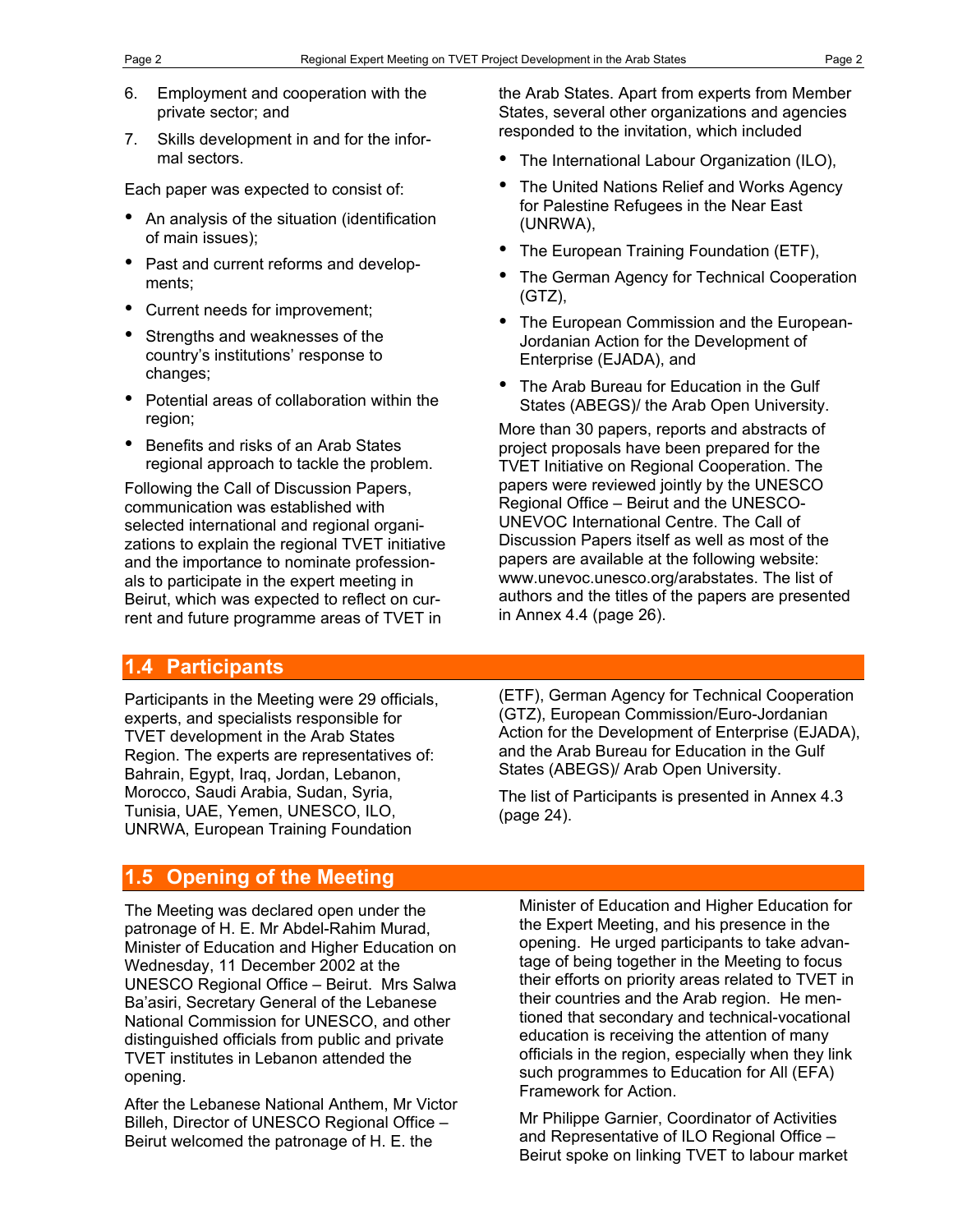6. Employment and cooperation with the private sector; and
7. Skills development in and for the informal sectors.

Each paper was expected to consist of:

- An analysis of the situation (identification of main issues);
- Past and current reforms and developments;
- Current needs for improvement;
- Strengths and weaknesses of the country's institutions' response to changes;
- Potential areas of collaboration within the region;
- Benefits and risks of an Arab States regional approach to tackle the problem.

Following the Call of Discussion Papers, communication was established with selected international and regional organizations to explain the regional TVET initiative and the importance to nominate professionals to participate in the expert meeting in Beirut, which was expected to reflect on current and future programme areas of TVET in the Arab States. Apart from experts from Member States, several other organizations and agencies responded to the invitation, which included

- The International Labour Organization (ILO),
- The United Nations Relief and Works Agency for Palestine Refugees in the Near East (UNRWA),
- The European Training Foundation (ETF),
- The German Agency for Technical Cooperation (GTZ),
- The European Commission and the European-Jordanian Action for the Development of Enterprise (EJADA), and
- The Arab Bureau for Education in the Gulf States (ABEGS)/ the Arab Open University.

More than 30 papers, reports and abstracts of project proposals have been prepared for the TVET Initiative on Regional Cooperation. The papers were reviewed jointly by the UNESCO Regional Office – Beirut and the UNESCO-UNEVOC International Centre. The Call of Discussion Papers itself as well as most of the papers are available at the following website: www.unevoc.unesco.org/arabstates. The list of authors and the titles of the papers are presented in Annex 4.4 (page 26).

## 1.4 Participants

Participants in the Meeting were 29 officials, experts, and specialists responsible for TVET development in the Arab States Region. The experts are representatives of: Bahrain, Egypt, Iraq, Jordan, Lebanon, Morocco, Saudi Arabia, Sudan, Syria, Tunisia, UAE, Yemen, UNESCO, ILO, UNRWA, European Training Foundation (ETF), German Agency for Technical Cooperation (GTZ), European Commission/Euro-Jordanian Action for the Development of Enterprise (EJADA), and the Arab Bureau for Education in the Gulf States (ABEGS)/ Arab Open University.

The list of Participants is presented in Annex 4.3 (page 24).

## 1.5 Opening of the Meeting

The Meeting was declared open under the patronage of H. E. Mr Abdel-Rahim Murad, Minister of Education and Higher Education on Wednesday, 11 December 2002 at the UNESCO Regional Office – Beirut. Mrs Salwa Ba'asiri, Secretary General of the Lebanese National Commission for UNESCO, and other distinguished officials from public and private TVET institutes in Lebanon attended the opening.

After the Lebanese National Anthem, Mr Victor Billeh, Director of UNESCO Regional Office – Beirut welcomed the patronage of H. E. the Minister of Education and Higher Education for the Expert Meeting, and his presence in the opening. He urged participants to take advantage of being together in the Meeting to focus their efforts on priority areas related to TVET in their countries and the Arab region. He mentioned that secondary and technical-vocational education is receiving the attention of many officials in the region, especially when they link such programmes to Education for All (EFA) Framework for Action.

Mr Philippe Garnier, Coordinator of Activities and Representative of ILO Regional Office – Beirut spoke on linking TVET to labour market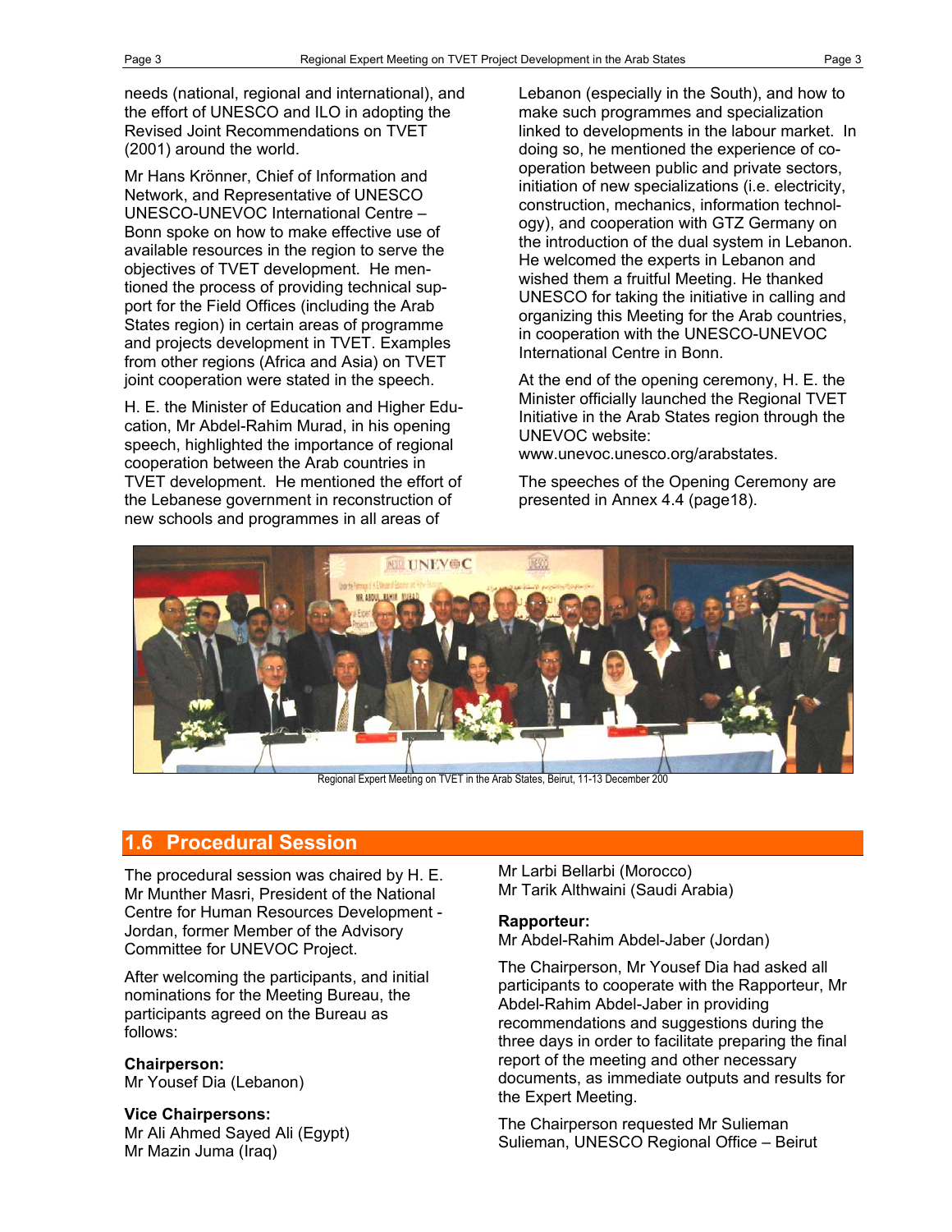needs (national, regional and international), and the effort of UNESCO and ILO in adopting the Revised Joint Recommendations on TVET (2001) around the world.

Mr Hans Krönner, Chief of Information and Network, and Representative of UNESCO UNESCO-UNEVOC International Centre – Bonn spoke on how to make effective use of available resources in the region to serve the objectives of TVET development. He mentioned the process of providing technical support for the Field Offices (including the Arab States region) in certain areas of programme and projects development in TVET. Examples from other regions (Africa and Asia) on TVET joint cooperation were stated in the speech.

H. E. the Minister of Education and Higher Education, Mr Abdel-Rahim Murad, in his opening speech, highlighted the importance of regional cooperation between the Arab countries in TVET development. He mentioned the effort of the Lebanese government in reconstruction of new schools and programmes in all areas of Lebanon (especially in the South), and how to make such programmes and specialization linked to developments in the labour market. In doing so, he mentioned the experience of co-operation between public and private sectors, initiation of new specializations (i.e. electricity, construction, mechanics, information technology), and cooperation with GTZ Germany on the introduction of the dual system in Lebanon. He welcomed the experts in Lebanon and wished them a fruitful Meeting. He thanked UNESCO for taking the initiative in calling and organizing this Meeting for the Arab countries, in cooperation with the UNESCO-UNEVOC International Centre in Bonn.

At the end of the opening ceremony, H. E. the Minister officially launched the Regional TVET Initiative in the Arab States region through the UNEVOC website: www.unevoc.unesco.org/arabstates.

The speeches of the Opening Ceremony are presented in Annex 4.4 (page18).

Regional Expert Meeting on TVET in the Arab States, Beirut, 11-13 December 200

## 1.6 Procedural Session

The procedural session was chaired by H. E. Mr Munther Masri, President of the National Centre for Human Resources Development - Jordan, former Member of the Advisory Committee for UNEVOC Project.

After welcoming the participants, and initial nominations for the Meeting Bureau, the participants agreed on the Bureau as follows:

**Chairperson:**
Mr Yousef Dia (Lebanon)

**Vice Chairpersons:**
Mr Ali Ahmed Sayed Ali (Egypt)
Mr Mazin Juma (Iraq)
Mr Larbi Bellarbi (Morocco)
Mr Tarik Althwaini (Saudi Arabia)

**Rapporteur:**
Mr Abdel-Rahim Abdel-Jaber (Jordan)

The Chairperson, Mr Yousef Dia had asked all participants to cooperate with the Rapporteur, Mr Abdel-Rahim Abdel-Jaber in providing recommendations and suggestions during the three days in order to facilitate preparing the final report of the meeting and other necessary documents, as immediate outputs and results for the Expert Meeting.

The Chairperson requested Mr Sulieman Sulieman, UNESCO Regional Office – Beirut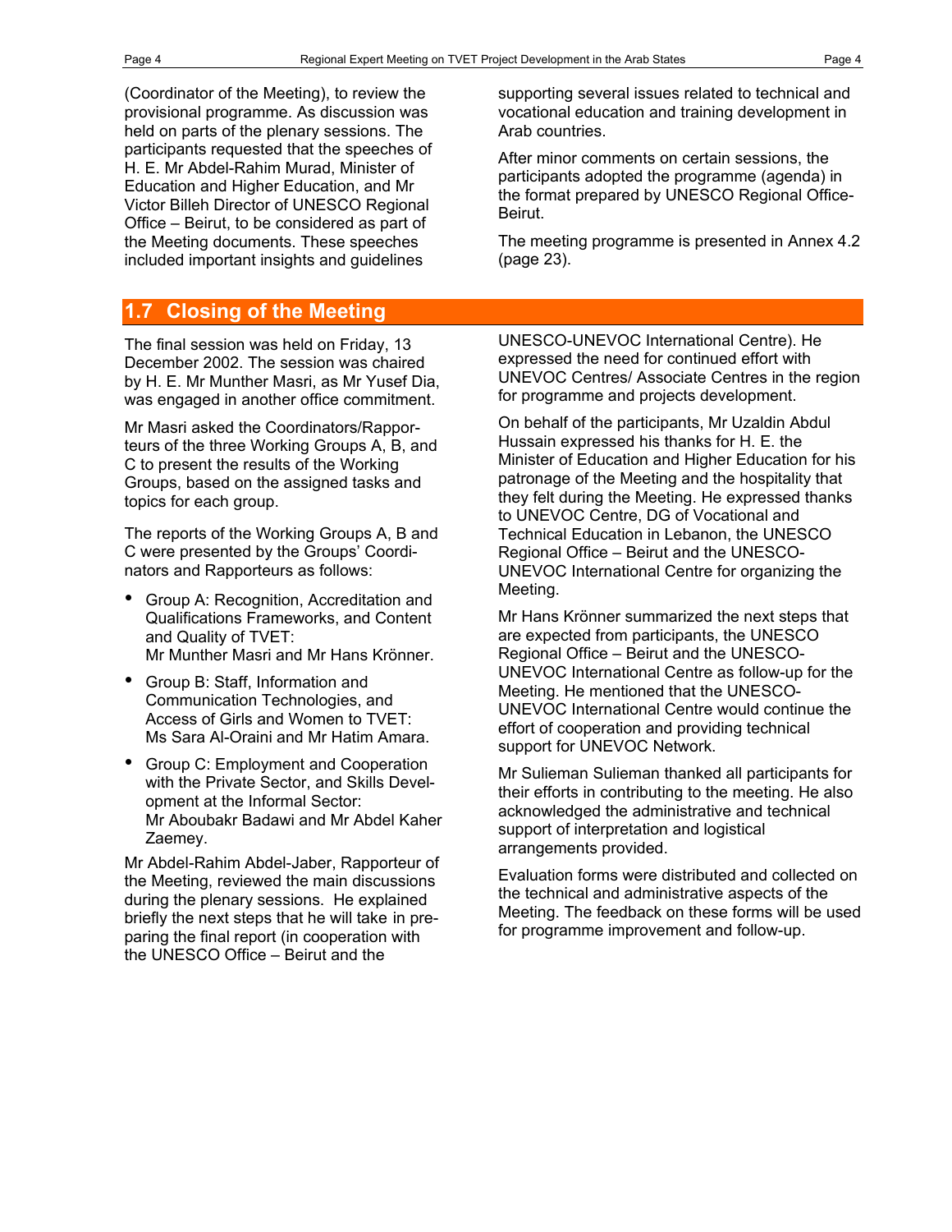(Coordinator of the Meeting), to review the provisional programme. As discussion was held on parts of the plenary sessions. The participants requested that the speeches of H. E. Mr Abdel-Rahim Murad, Minister of Education and Higher Education, and Mr Victor Billeh Director of UNESCO Regional Office – Beirut, to be considered as part of the Meeting documents. These speeches included important insights and guidelines supporting several issues related to technical and vocational education and training development in Arab countries.

After minor comments on certain sessions, the participants adopted the programme (agenda) in the format prepared by UNESCO Regional Office-Beirut.

The meeting programme is presented in Annex 4.2 (page 23).

## 1.7 Closing of the Meeting

The final session was held on Friday, 13 December 2002. The session was chaired by H. E. Mr Munther Masri, as Mr Yusef Dia, was engaged in another office commitment.

Mr Masri asked the Coordinators/Rapporteurs of the three Working Groups A, B, and C to present the results of the Working Groups, based on the assigned tasks and topics for each group.

The reports of the Working Groups A, B and C were presented by the Groups' Coordinators and Rapporteurs as follows:

- Group A: Recognition, Accreditation and Qualifications Frameworks, and Content and Quality of TVET:
  Mr Munther Masri and Mr Hans Krönner.
- Group B: Staff, Information and Communication Technologies, and Access of Girls and Women to TVET:
  Ms Sara Al-Oraini and Mr Hatim Amara.
- Group C: Employment and Cooperation with the Private Sector, and Skills Development at the Informal Sector:
  Mr Aboubakr Badawi and Mr Abdel Kaher Zaemey.

Mr Abdel-Rahim Abdel-Jaber, Rapporteur of the Meeting, reviewed the main discussions during the plenary sessions. He explained briefly the next steps that he will take in preparing the final report (in cooperation with the UNESCO Office – Beirut and the UNESCO-UNEVOC International Centre). He expressed the need for continued effort with UNEVOC Centres/ Associate Centres in the region for programme and projects development.

On behalf of the participants, Mr Uzaldin Abdul Hussain expressed his thanks for H. E. the Minister of Education and Higher Education for his patronage of the Meeting and the hospitality that they felt during the Meeting. He expressed thanks to UNEVOC Centre, DG of Vocational and Technical Education in Lebanon, the UNESCO Regional Office – Beirut and the UNESCO-UNEVOC International Centre for organizing the Meeting.

Mr Hans Krönner summarized the next steps that are expected from participants, the UNESCO Regional Office – Beirut and the UNESCO-UNEVOC International Centre as follow-up for the Meeting. He mentioned that the UNESCO-UNEVOC International Centre would continue the effort of cooperation and providing technical support for UNEVOC Network.

Mr Sulieman Sulieman thanked all participants for their efforts in contributing to the meeting. He also acknowledged the administrative and technical support of interpretation and logistical arrangements provided.

Evaluation forms were distributed and collected on the technical and administrative aspects of the Meeting. The feedback on these forms will be used for programme improvement and follow-up.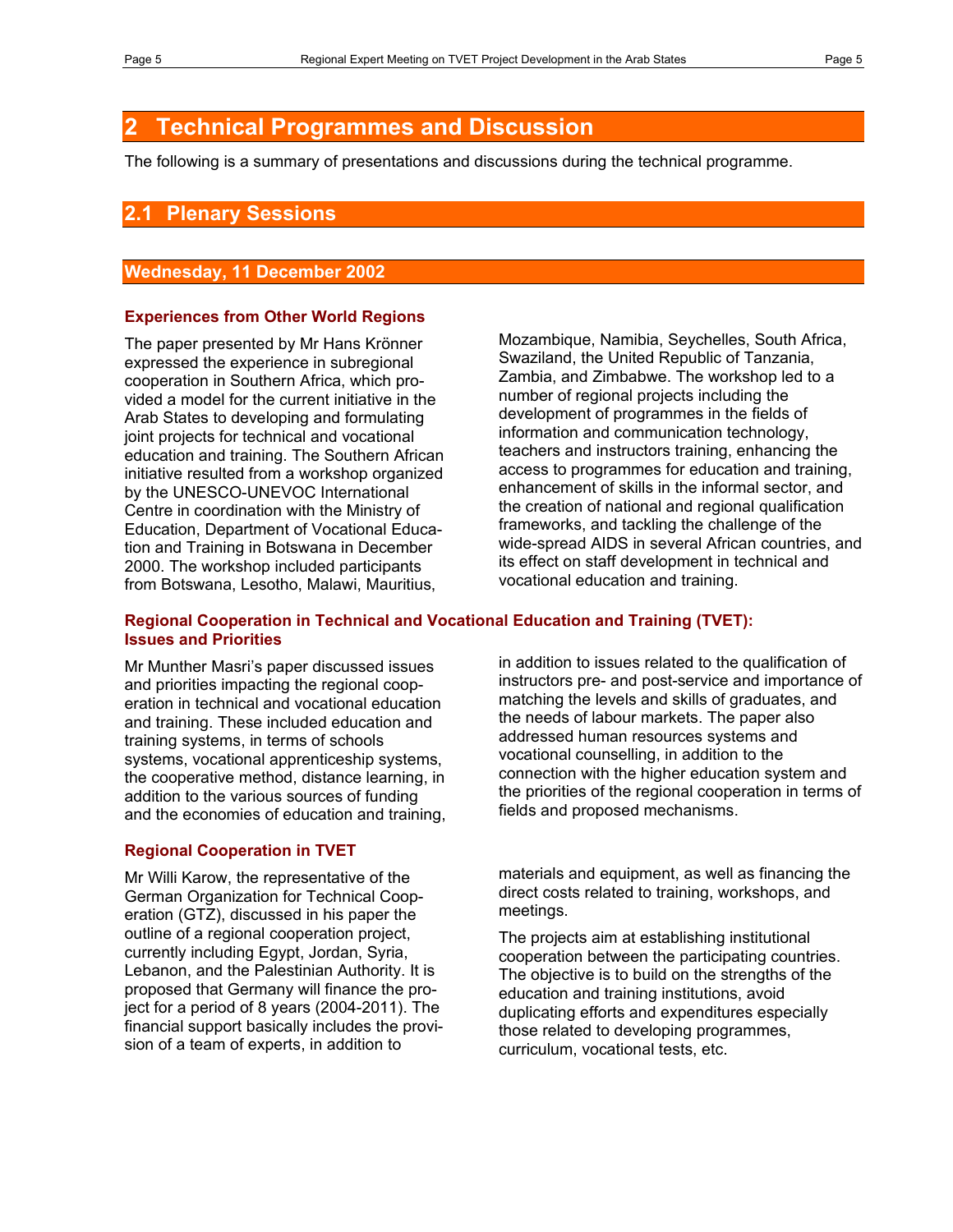# 2 Technical Programmes and Discussion

The following is a summary of presentations and discussions during the technical programme.

## 2.1 Plenary Sessions

### Wednesday, 11 December 2002

#### Experiences from Other World Regions

The paper presented by Mr Hans Krönner expressed the experience in subregional cooperation in Southern Africa, which provided a model for the current initiative in the Arab States to developing and formulating joint projects for technical and vocational education and training. The Southern African initiative resulted from a workshop organized by the UNESCO-UNEVOC International Centre in coordination with the Ministry of Education, Department of Vocational Education and Training in Botswana in December 2000. The workshop included participants from Botswana, Lesotho, Malawi, Mauritius, Mozambique, Namibia, Seychelles, South Africa, Swaziland, the United Republic of Tanzania, Zambia, and Zimbabwe. The workshop led to a number of regional projects including the development of programmes in the fields of information and communication technology, teachers and instructors training, enhancing the access to programmes for education and training, enhancement of skills in the informal sector, and the creation of national and regional qualification frameworks, and tackling the challenge of the wide-spread AIDS in several African countries, and its effect on staff development in technical and vocational education and training.

#### Regional Cooperation in Technical and Vocational Education and Training (TVET): Issues and Priorities

Mr Munther Masri's paper discussed issues and priorities impacting the regional cooperation in technical and vocational education and training. These included education and training systems, in terms of schools systems, vocational apprenticeship systems, the cooperative method, distance learning, in addition to the various sources of funding and the economies of education and training, in addition to issues related to the qualification of instructors pre- and post-service and importance of matching the levels and skills of graduates, and the needs of labour markets. The paper also addressed human resources systems and vocational counselling, in addition to the connection with the higher education system and the priorities of the regional cooperation in terms of fields and proposed mechanisms.

#### Regional Cooperation in TVET

Mr Willi Karow, the representative of the German Organization for Technical Cooperation (GTZ), discussed in his paper the outline of a regional cooperation project, currently including Egypt, Jordan, Syria, Lebanon, and the Palestinian Authority. It is proposed that Germany will finance the project for a period of 8 years (2004-2011). The financial support basically includes the provision of a team of experts, in addition to materials and equipment, as well as financing the direct costs related to training, workshops, and meetings.

The projects aim at establishing institutional cooperation between the participating countries. The objective is to build on the strengths of the education and training institutions, avoid duplicating efforts and expenditures especially those related to developing programmes, curriculum, vocational tests, etc.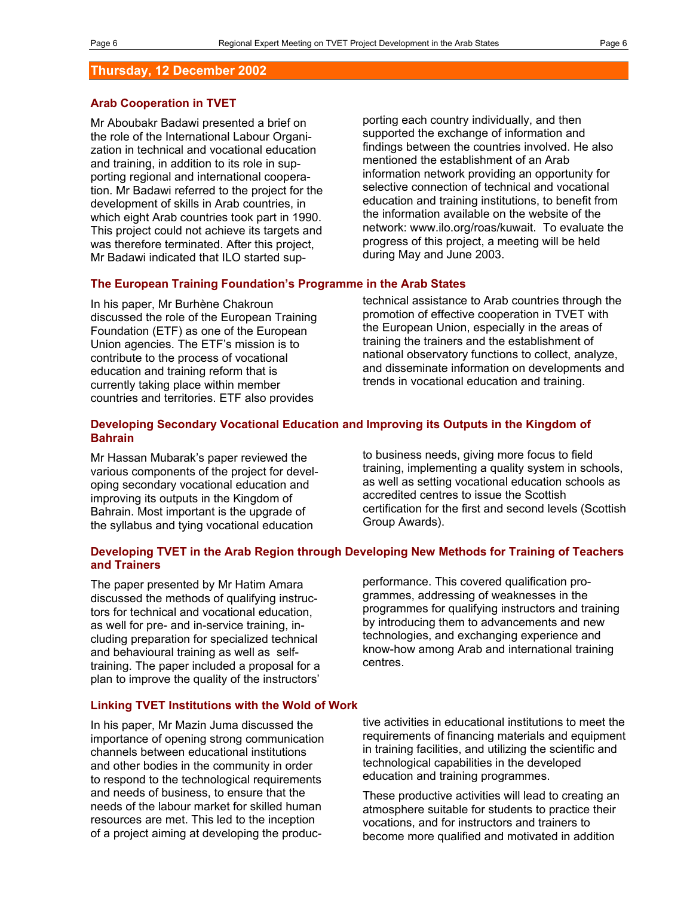## Thursday, 12 December 2002

### Arab Cooperation in TVET

Mr Aboubakr Badawi presented a brief on the role of the International Labour Organization in technical and vocational education and training, in addition to its role in supporting regional and international cooperation. Mr Badawi referred to the project for the development of skills in Arab countries, in which eight Arab countries took part in 1990. This project could not achieve its targets and was therefore terminated. After this project, Mr Badawi indicated that ILO started supporting each country individually, and then supported the exchange of information and findings between the countries involved. He also mentioned the establishment of an Arab information network providing an opportunity for selective connection of technical and vocational education and training institutions, to benefit from the information available on the website of the network: www.ilo.org/roas/kuwait. To evaluate the progress of this project, a meeting will be held during May and June 2003.

### The European Training Foundation's Programme in the Arab States

In his paper, Mr Burhène Chakroun discussed the role of the European Training Foundation (ETF) as one of the European Union agencies. The ETF's mission is to contribute to the process of vocational education and training reform that is currently taking place within member countries and territories. ETF also provides technical assistance to Arab countries through the promotion of effective cooperation in TVET with the European Union, especially in the areas of training the trainers and the establishment of national observatory functions to collect, analyze, and disseminate information on developments and trends in vocational education and training.

### Developing Secondary Vocational Education and Improving its Outputs in the Kingdom of Bahrain

Mr Hassan Mubarak's paper reviewed the various components of the project for developing secondary vocational education and improving its outputs in the Kingdom of Bahrain. Most important is the upgrade of the syllabus and tying vocational education to business needs, giving more focus to field training, implementing a quality system in schools, as well as setting vocational education schools as accredited centres to issue the Scottish certification for the first and second levels (Scottish Group Awards).

### Developing TVET in the Arab Region through Developing New Methods for Training of Teachers and Trainers

The paper presented by Mr Hatim Amara discussed the methods of qualifying instructors for technical and vocational education, as well for pre- and in-service training, including preparation for specialized technical and behavioural training as well as self-training. The paper included a proposal for a plan to improve the quality of the instructors' performance. This covered qualification programmes, addressing of weaknesses in the programmes for qualifying instructors and training by introducing them to advancements and new technologies, and exchanging experience and know-how among Arab and international training centres.

### Linking TVET Institutions with the Wold of Work

In his paper, Mr Mazin Juma discussed the importance of opening strong communication channels between educational institutions and other bodies in the community in order to respond to the technological requirements and needs of business, to ensure that the needs of the labour market for skilled human resources are met. This led to the inception of a project aiming at developing the productive activities in educational institutions to meet the requirements of financing materials and equipment in training facilities, and utilizing the scientific and technological capabilities in the developed education and training programmes.

These productive activities will lead to creating an atmosphere suitable for students to practice their vocations, and for instructors and trainers to become more qualified and motivated in addition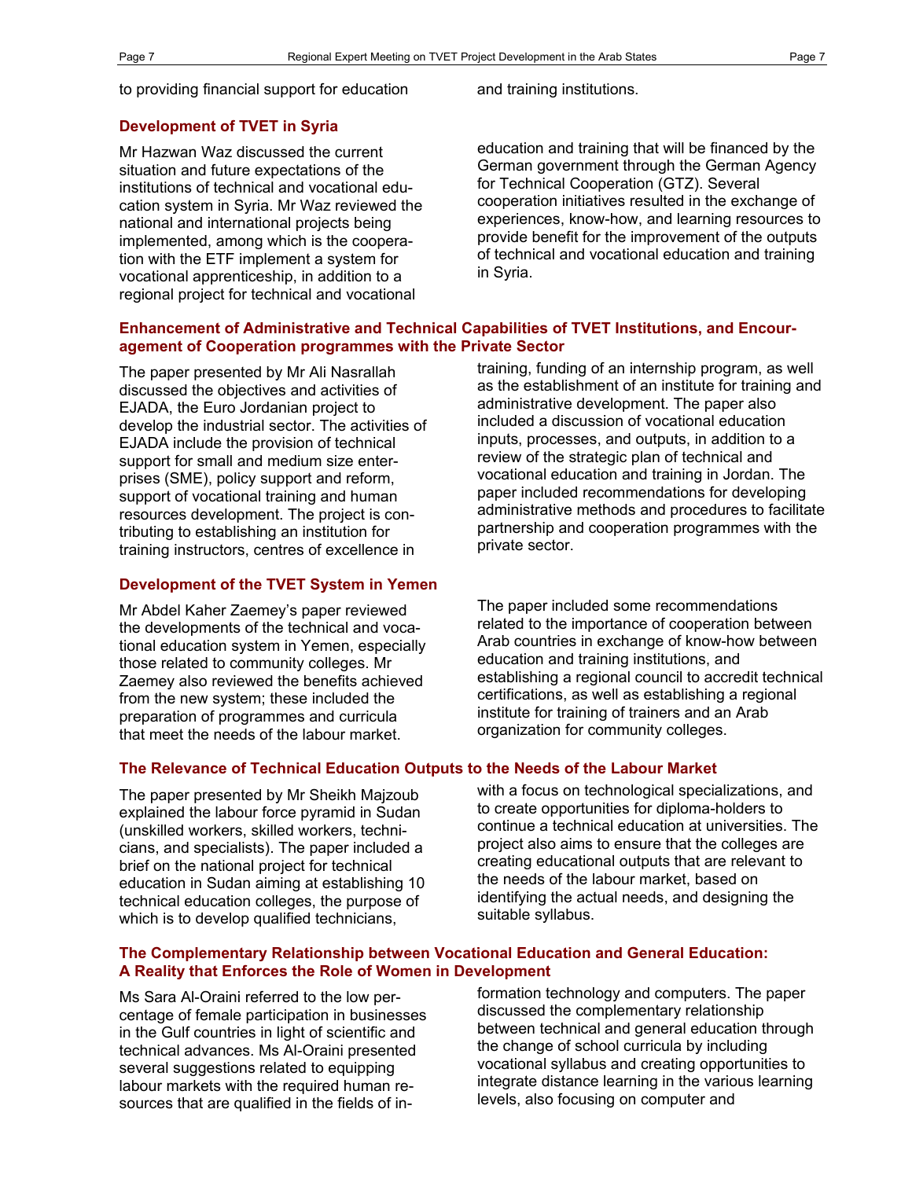to providing financial support for education and training institutions.

## Development of TVET in Syria

Mr Hazwan Waz discussed the current situation and future expectations of the institutions of technical and vocational education system in Syria. Mr Waz reviewed the national and international projects being implemented, among which is the cooperation with the ETF implement a system for vocational apprenticeship, in addition to a regional project for technical and vocational education and training that will be financed by the German government through the German Agency for Technical Cooperation (GTZ). Several cooperation initiatives resulted in the exchange of experiences, know-how, and learning resources to provide benefit for the improvement of the outputs of technical and vocational education and training in Syria.

## Enhancement of Administrative and Technical Capabilities of TVET Institutions, and Encouragement of Cooperation programmes with the Private Sector

The paper presented by Mr Ali Nasrallah discussed the objectives and activities of EJADA, the Euro Jordanian project to develop the industrial sector. The activities of EJADA include the provision of technical support for small and medium size enterprises (SME), policy support and reform, support of vocational training and human resources development. The project is contributing to establishing an institution for training instructors, centres of excellence in training, funding of an internship program, as well as the establishment of an institute for training and administrative development. The paper also included a discussion of vocational education inputs, processes, and outputs, in addition to a review of the strategic plan of technical and vocational education and training in Jordan. The paper included recommendations for developing administrative methods and procedures to facilitate partnership and cooperation programmes with the private sector.

## Development of the TVET System in Yemen

Mr Abdel Kaher Zaemey's paper reviewed the developments of the technical and vocational education system in Yemen, especially those related to community colleges. Mr Zaemey also reviewed the benefits achieved from the new system; these included the preparation of programmes and curricula that meet the needs of the labour market.

The paper included some recommendations related to the importance of cooperation between Arab countries in exchange of know-how between education and training institutions, and establishing a regional council to accredit technical certifications, as well as establishing a regional institute for training of trainers and an Arab organization for community colleges.

## The Relevance of Technical Education Outputs to the Needs of the Labour Market

The paper presented by Mr Sheikh Majzoub explained the labour force pyramid in Sudan (unskilled workers, skilled workers, technicians, and specialists). The paper included a brief on the national project for technical education in Sudan aiming at establishing 10 technical education colleges, the purpose of which is to develop qualified technicians, with a focus on technological specializations, and to create opportunities for diploma-holders to continue a technical education at universities. The project also aims to ensure that the colleges are creating educational outputs that are relevant to the needs of the labour market, based on identifying the actual needs, and designing the suitable syllabus.

## The Complementary Relationship between Vocational Education and General Education: A Reality that Enforces the Role of Women in Development

Ms Sara Al-Oraini referred to the low percentage of female participation in businesses in the Gulf countries in light of scientific and technical advances. Ms Al-Oraini presented several suggestions related to equipping labour markets with the required human resources that are qualified in the fields of information technology and computers. The paper discussed the complementary relationship between technical and general education through the change of school curricula by including vocational syllabus and creating opportunities to integrate distance learning in the various learning levels, also focusing on computer and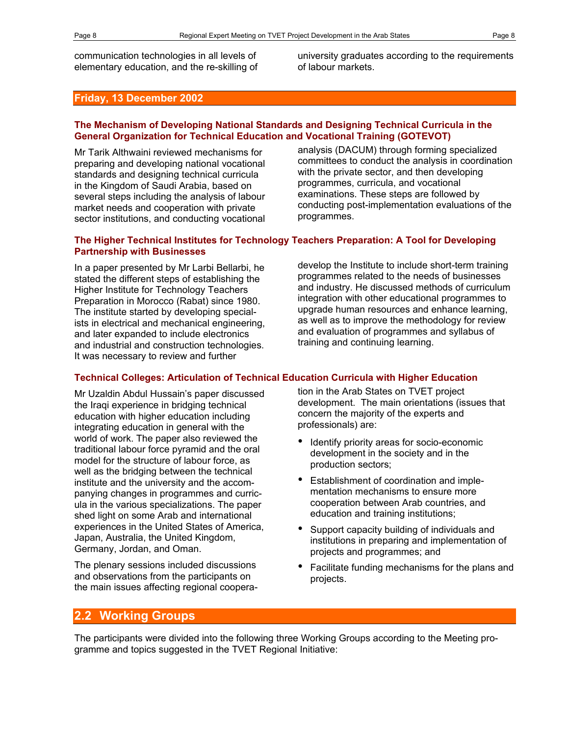communication technologies in all levels of elementary education, and the re-skilling of university graduates according to the requirements of labour markets.

## Friday, 13 December 2002

### The Mechanism of Developing National Standards and Designing Technical Curricula in the General Organization for Technical Education and Vocational Training (GOTEVOT)

Mr Tarik Althwaini reviewed mechanisms for preparing and developing national vocational standards and designing technical curricula in the Kingdom of Saudi Arabia, based on several steps including the analysis of labour market needs and cooperation with private sector institutions, and conducting vocational analysis (DACUM) through forming specialized committees to conduct the analysis in coordination with the private sector, and then developing programmes, curricula, and vocational examinations. These steps are followed by conducting post-implementation evaluations of the programmes.

### The Higher Technical Institutes for Technology Teachers Preparation: A Tool for Developing Partnership with Businesses

In a paper presented by Mr Larbi Bellarbi, he stated the different steps of establishing the Higher Institute for Technology Teachers Preparation in Morocco (Rabat) since 1980. The institute started by developing specialists in electrical and mechanical engineering, and later expanded to include electronics and industrial and construction technologies. It was necessary to review and further develop the Institute to include short-term training programmes related to the needs of businesses and industry. He discussed methods of curriculum integration with other educational programmes to upgrade human resources and enhance learning, as well as to improve the methodology for review and evaluation of programmes and syllabus of training and continuing learning.

### Technical Colleges: Articulation of Technical Education Curricula with Higher Education

Mr Uzaldin Abdul Hussain's paper discussed the Iraqi experience in bridging technical education with higher education including integrating education in general with the world of work. The paper also reviewed the traditional labour force pyramid and the oral model for the structure of labour force, as well as the bridging between the technical institute and the university and the accompanying changes in programmes and curricula in the various specializations. The paper shed light on some Arab and international experiences in the United States of America, Japan, Australia, the United Kingdom, Germany, Jordan, and Oman.

The plenary sessions included discussions and observations from the participants on the main issues affecting regional cooperation in the Arab States on TVET project development. The main orientations (issues that concern the majority of the experts and professionals) are:

- Identify priority areas for socio-economic development in the society and in the production sectors;
- Establishment of coordination and implementation mechanisms to ensure more cooperation between Arab countries, and education and training institutions;
- Support capacity building of individuals and institutions in preparing and implementation of projects and programmes; and
- Facilitate funding mechanisms for the plans and projects.

## 2.2 Working Groups

The participants were divided into the following three Working Groups according to the Meeting programme and topics suggested in the TVET Regional Initiative: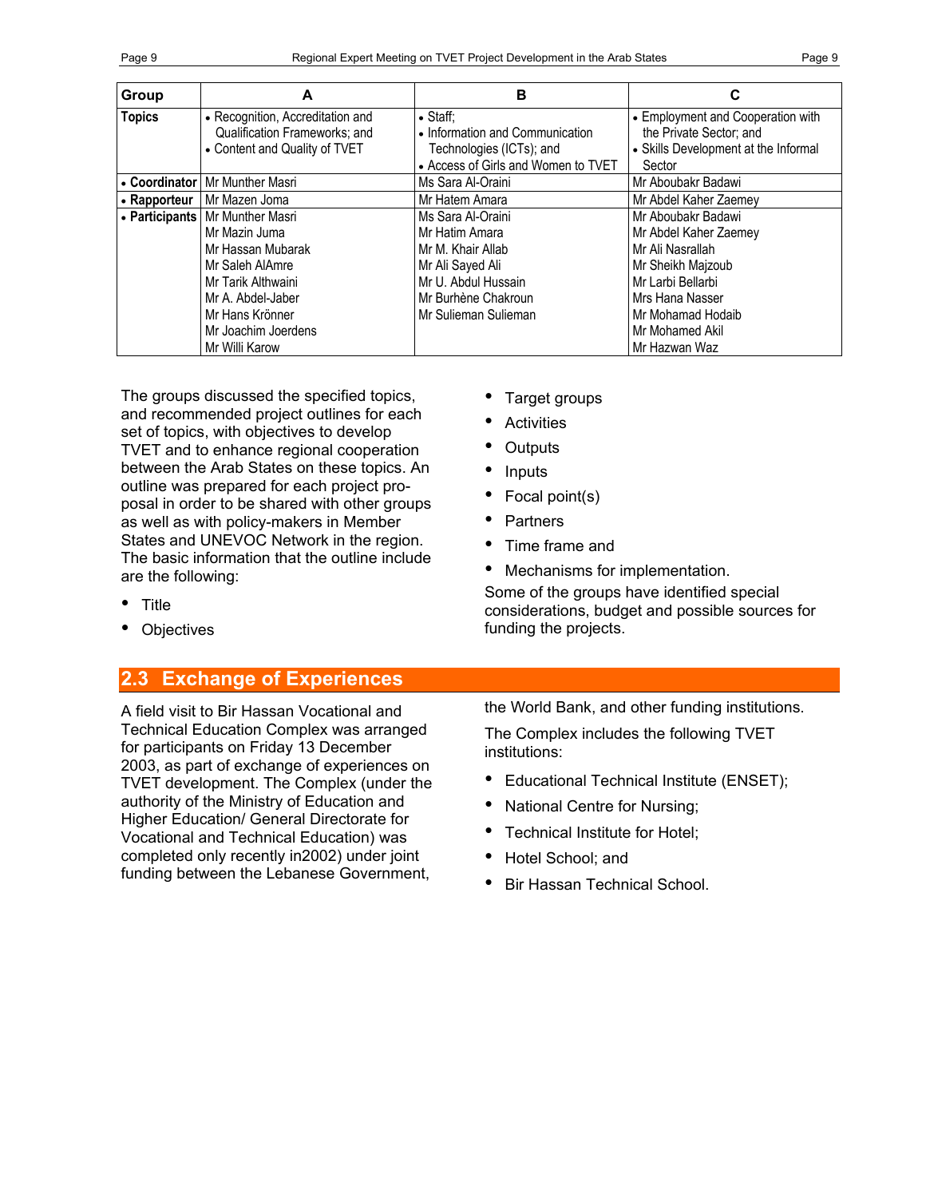| Group | A | B | C |
|---|---|---|---|
| Topics | • Recognition, Accreditation and Qualification Frameworks; and<br>• Content and Quality of TVET | • Staff;<br>• Information and Communication Technologies (ICTs); and<br>• Access of Girls and Women to TVET | • Employment and Cooperation with the Private Sector; and<br>• Skills Development at the Informal Sector |
| • Coordinator | Mr Munther Masri | Ms Sara Al-Oraini | Mr Aboubakr Badawi |
| • Rapporteur | Mr Mazen Joma | Mr Hatem Amara | Mr Abdel Kaher Zaemey |
| • Participants | Mr Munther Masri<br>Mr Mazin Juma<br>Mr Hassan Mubarak<br>Mr Saleh AlAmre<br>Mr Tarik Althwaini<br>Mr A. Abdel-Jaber<br>Mr Hans Krönner<br>Mr Joachim Joerdens<br>Mr Willi Karow | Ms Sara Al-Oraini<br>Mr Hatim Amara<br>Mr M. Khair Allab<br>Mr Ali Sayed Ali<br>Mr U. Abdul Hussain<br>Mr Burhène Chakroun<br>Mr Sulieman Sulieman | Mr Aboubakr Badawi<br>Mr Abdel Kaher Zaemey<br>Mr Ali Nasrallah<br>Mr Sheikh Majzoub<br>Mr Larbi Bellarbi<br>Mrs Hana Nasser<br>Mr Mohamad Hodaib<br>Mr Mohamed Akil<br>Mr Hazwan Waz |

The groups discussed the specified topics, and recommended project outlines for each set of topics, with objectives to develop TVET and to enhance regional cooperation between the Arab States on these topics. An outline was prepared for each project proposal in order to be shared with other groups as well as with policy-makers in Member States and UNEVOC Network in the region. The basic information that the outline include are the following:

- Title
- Objectives
- Target groups
- Activities
- Outputs
- Inputs
- Focal point(s)
- Partners
- Time frame and
- Mechanisms for implementation.

Some of the groups have identified special considerations, budget and possible sources for funding the projects.

## 2.3 Exchange of Experiences

A field visit to Bir Hassan Vocational and Technical Education Complex was arranged for participants on Friday 13 December 2003, as part of exchange of experiences on TVET development. The Complex (under the authority of the Ministry of Education and Higher Education/ General Directorate for Vocational and Technical Education) was completed only recently in2002) under joint funding between the Lebanese Government, the World Bank, and other funding institutions.

The Complex includes the following TVET institutions:

- Educational Technical Institute (ENSET);
- National Centre for Nursing;
- Technical Institute for Hotel;
- Hotel School; and
- Bir Hassan Technical School.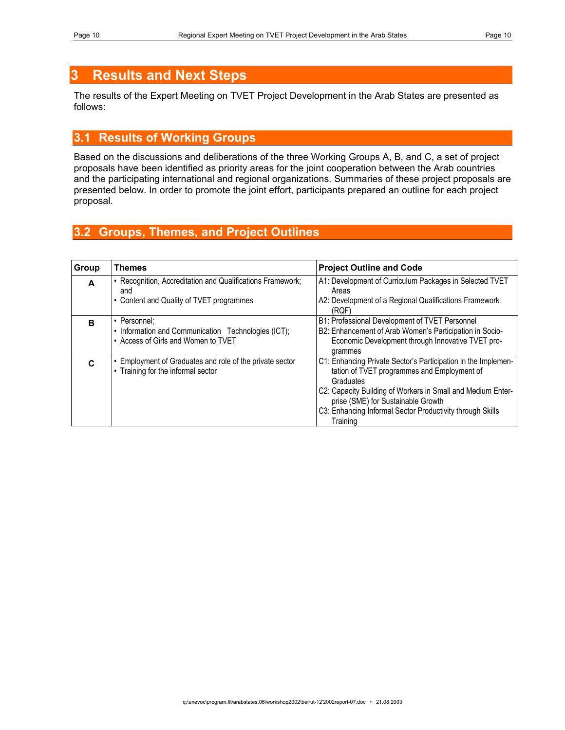# 3 Results and Next Steps

The results of the Expert Meeting on TVET Project Development in the Arab States are presented as follows:

## 3.1 Results of Working Groups

Based on the discussions and deliberations of the three Working Groups A, B, and C, a set of project proposals have been identified as priority areas for the joint cooperation between the Arab countries and the participating international and regional organizations. Summaries of these project proposals are presented below. In order to promote the joint effort, participants prepared an outline for each project proposal.

## 3.2 Groups, Themes, and Project Outlines

| Group | Themes | Project Outline and Code |
|---|---|---|
| **A** | • Recognition, Accreditation and Qualifications Framework; and<br>• Content and Quality of TVET programmes | A1: Development of Curriculum Packages in Selected TVET Areas<br>A2: Development of a Regional Qualifications Framework (RQF) |
| **B** | • Personnel;<br>• Information and Communication Technologies (ICT);<br>• Access of Girls and Women to TVET | B1: Professional Development of TVET Personnel<br>B2: Enhancement of Arab Women's Participation in Socio-Economic Development through Innovative TVET programmes |
| **C** | • Employment of Graduates and role of the private sector<br>• Training for the informal sector | C1: Enhancing Private Sector's Participation in the Implementation of TVET programmes and Employment of Graduates<br>C2: Capacity Building of Workers in Small and Medium Enterprise (SME) for Sustainable Growth<br>C3: Enhancing Informal Sector Productivity through Skills Training |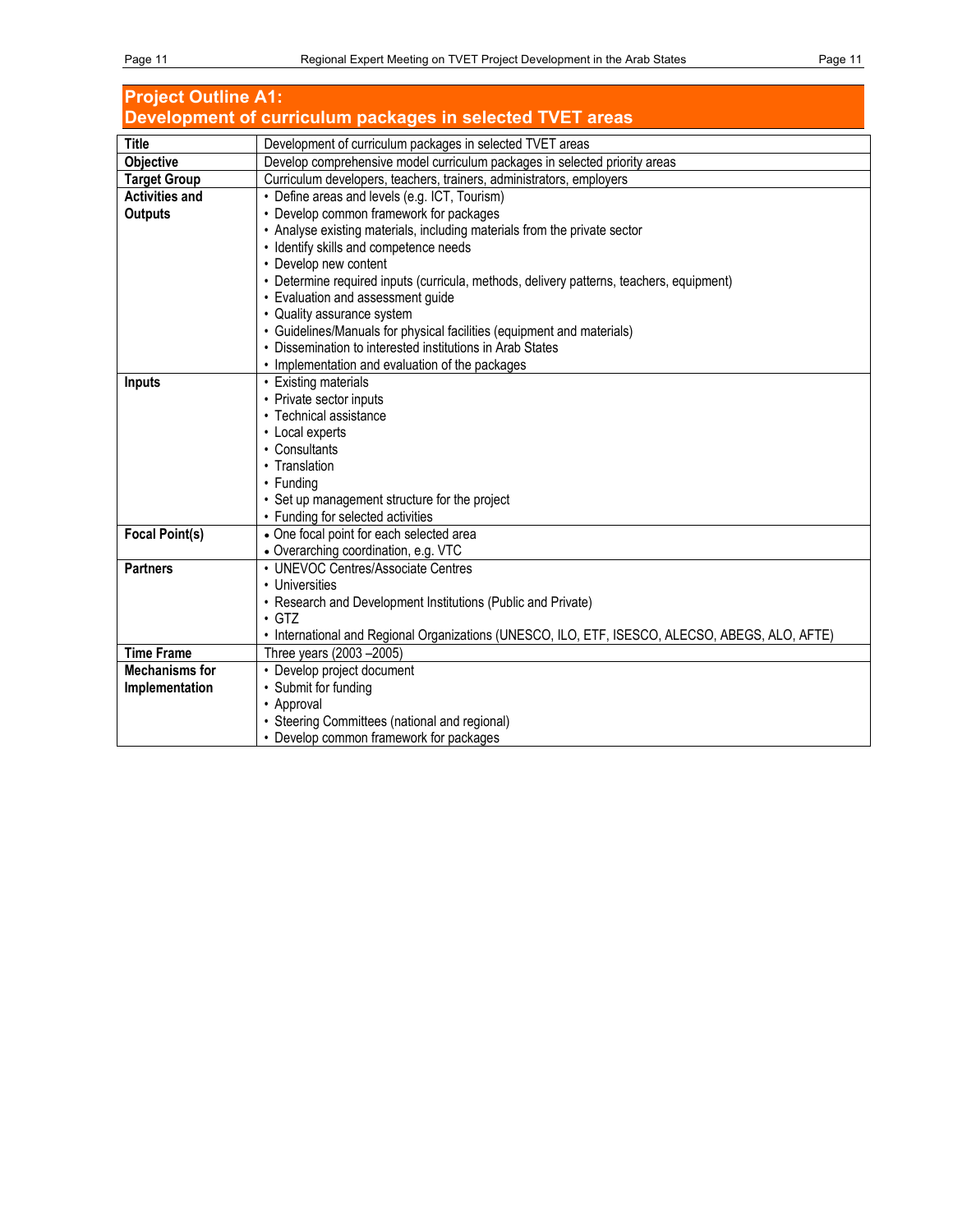## Project Outline A1: Development of curriculum packages in selected TVET areas

| | |
|---|---|
| **Title** | Development of curriculum packages in selected TVET areas |
| **Objective** | Develop comprehensive model curriculum packages in selected priority areas |
| **Target Group** | Curriculum developers, teachers, trainers, administrators, employers |
| **Activities and Outputs** | • Define areas and levels (e.g. ICT, Tourism)<br>• Develop common framework for packages<br>• Analyse existing materials, including materials from the private sector<br>• Identify skills and competence needs<br>• Develop new content<br>• Determine required inputs (curricula, methods, delivery patterns, teachers, equipment)<br>• Evaluation and assessment guide<br>• Quality assurance system<br>• Guidelines/Manuals for physical facilities (equipment and materials)<br>• Dissemination to interested institutions in Arab States<br>• Implementation and evaluation of the packages |
| **Inputs** | • Existing materials<br>• Private sector inputs<br>• Technical assistance<br>• Local experts<br>• Consultants<br>• Translation<br>• Funding<br>• Set up management structure for the project<br>• Funding for selected activities |
| **Focal Point(s)** | • One focal point for each selected area<br>• Overarching coordination, e.g. VTC |
| **Partners** | • UNEVOC Centres/Associate Centres<br>• Universities<br>• Research and Development Institutions (Public and Private)<br>• GTZ<br>• International and Regional Organizations (UNESCO, ILO, ETF, ISESCO, ALECSO, ABEGS, ALO, AFTE) |
| **Time Frame** | Three years (2003 –2005) |
| **Mechanisms for Implementation** | • Develop project document<br>• Submit for funding<br>• Approval<br>• Steering Committees (national and regional)<br>• Develop common framework for packages |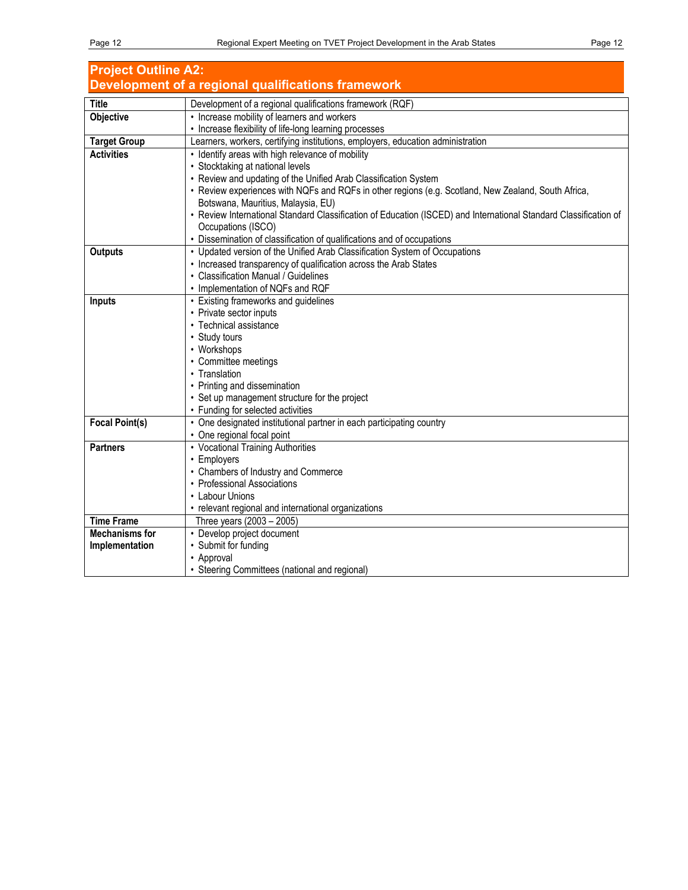## Project Outline A2: Development of a regional qualifications framework

| | |
|---|---|
| **Title** | Development of a regional qualifications framework (RQF) |
| **Objective** | • Increase mobility of learners and workers<br>• Increase flexibility of life-long learning processes |
| **Target Group** | Learners, workers, certifying institutions, employers, education administration |
| **Activities** | • Identify areas with high relevance of mobility<br>• Stocktaking at national levels<br>• Review and updating of the Unified Arab Classification System<br>• Review experiences with NQFs and RQFs in other regions (e.g. Scotland, New Zealand, South Africa, Botswana, Mauritius, Malaysia, EU)<br>• Review International Standard Classification of Education (ISCED) and International Standard Classification of Occupations (ISCO)<br>• Dissemination of classification of qualifications and of occupations |
| **Outputs** | • Updated version of the Unified Arab Classification System of Occupations<br>• Increased transparency of qualification across the Arab States<br>• Classification Manual / Guidelines<br>• Implementation of NQFs and RQF |
| **Inputs** | • Existing frameworks and guidelines<br>• Private sector inputs<br>• Technical assistance<br>• Study tours<br>• Workshops<br>• Committee meetings<br>• Translation<br>• Printing and dissemination<br>• Set up management structure for the project<br>• Funding for selected activities |
| **Focal Point(s)** | • One designated institutional partner in each participating country<br>• One regional focal point |
| **Partners** | • Vocational Training Authorities<br>• Employers<br>• Chambers of Industry and Commerce<br>• Professional Associations<br>• Labour Unions<br>• relevant regional and international organizations |
| **Time Frame** | Three years (2003 – 2005) |
| **Mechanisms for Implementation** | • Develop project document<br>• Submit for funding<br>• Approval<br>• Steering Committees (national and regional) |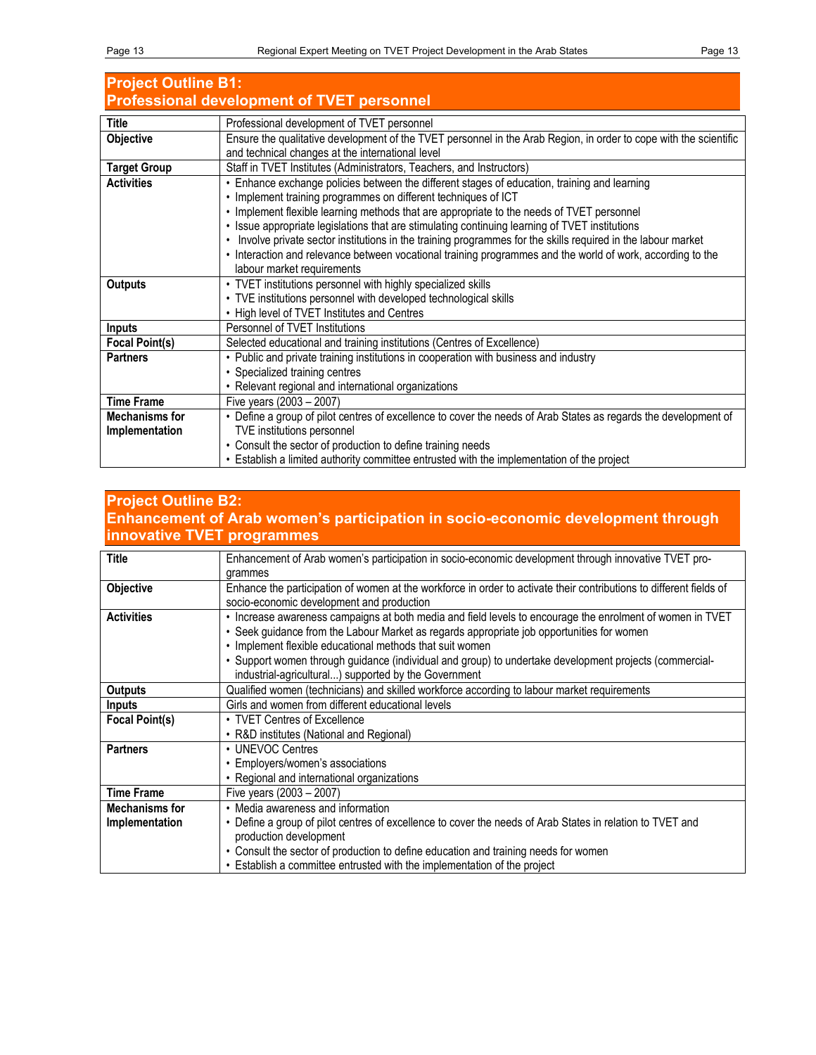## Project Outline B1:
## Professional development of TVET personnel

| Title | Professional development of TVET personnel |
|---|---|
| **Objective** | Ensure the qualitative development of the TVET personnel in the Arab Region, in order to cope with the scientific and technical changes at the international level |
| **Target Group** | Staff in TVET Institutes (Administrators, Teachers, and Instructors) |
| **Activities** | • Enhance exchange policies between the different stages of education, training and learning<br>• Implement training programmes on different techniques of ICT<br>• Implement flexible learning methods that are appropriate to the needs of TVET personnel<br>• Issue appropriate legislations that are stimulating continuing learning of TVET institutions<br>• Involve private sector institutions in the training programmes for the skills required in the labour market<br>• Interaction and relevance between vocational training programmes and the world of work, according to the labour market requirements |
| **Outputs** | • TVET institutions personnel with highly specialized skills<br>• TVE institutions personnel with developed technological skills<br>• High level of TVET Institutes and Centres |
| **Inputs** | Personnel of TVET Institutions |
| **Focal Point(s)** | Selected educational and training institutions (Centres of Excellence) |
| **Partners** | • Public and private training institutions in cooperation with business and industry<br>• Specialized training centres<br>• Relevant regional and international organizations |
| **Time Frame** | Five years (2003 – 2007) |
| **Mechanisms for Implementation** | • Define a group of pilot centres of excellence to cover the needs of Arab States as regards the development of TVE institutions personnel<br>• Consult the sector of production to define training needs<br>• Establish a limited authority committee entrusted with the implementation of the project |

## Project Outline B2:
## Enhancement of Arab women's participation in socio-economic development through innovative TVET programmes

| Title | Enhancement of Arab women's participation in socio-economic development through innovative TVET programmes |
|---|---|
| **Objective** | Enhance the participation of women at the workforce in order to activate their contributions to different fields of socio-economic development and production |
| **Activities** | • Increase awareness campaigns at both media and field levels to encourage the enrolment of women in TVET<br>• Seek guidance from the Labour Market as regards appropriate job opportunities for women<br>• Implement flexible educational methods that suit women<br>• Support women through guidance (individual and group) to undertake development projects (commercial-industrial-agricultural...) supported by the Government |
| **Outputs** | Qualified women (technicians) and skilled workforce according to labour market requirements |
| **Inputs** | Girls and women from different educational levels |
| **Focal Point(s)** | • TVET Centres of Excellence<br>• R&D institutes (National and Regional) |
| **Partners** | • UNEVOC Centres<br>• Employers/women's associations<br>• Regional and international organizations |
| **Time Frame** | Five years (2003 – 2007) |
| **Mechanisms for Implementation** | • Media awareness and information<br>• Define a group of pilot centres of excellence to cover the needs of Arab States in relation to TVET and production development<br>• Consult the sector of production to define education and training needs for women<br>• Establish a committee entrusted with the implementation of the project |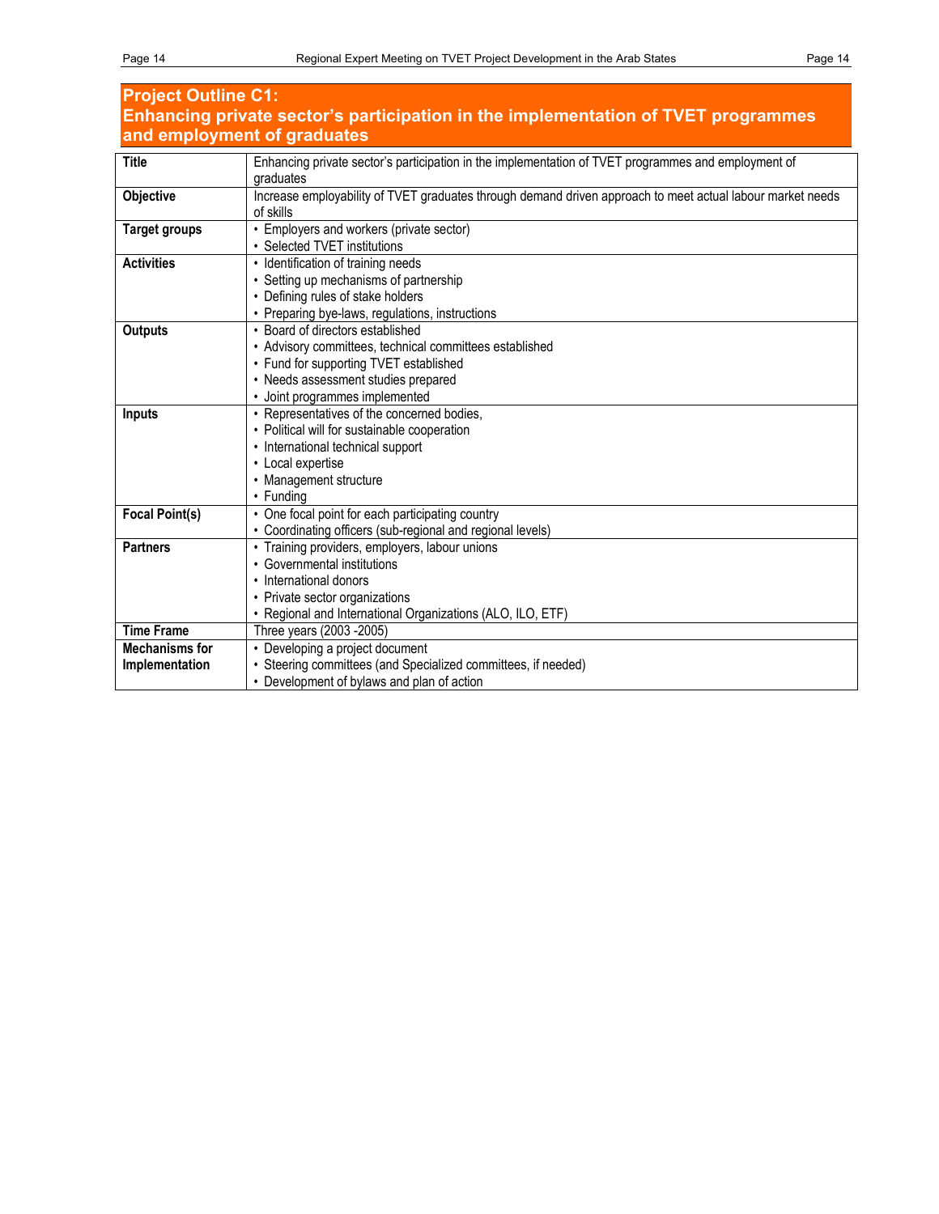## Project Outline C1: Enhancing private sector's participation in the implementation of TVET programmes and employment of graduates

| | |
|---|---|
| **Title** | Enhancing private sector's participation in the implementation of TVET programmes and employment of graduates |
| **Objective** | Increase employability of TVET graduates through demand driven approach to meet actual labour market needs of skills |
| **Target groups** | • Employers and workers (private sector)<br>• Selected TVET institutions |
| **Activities** | • Identification of training needs<br>• Setting up mechanisms of partnership<br>• Defining rules of stake holders<br>• Preparing bye-laws, regulations, instructions |
| **Outputs** | • Board of directors established<br>• Advisory committees, technical committees established<br>• Fund for supporting TVET established<br>• Needs assessment studies prepared<br>• Joint programmes implemented |
| **Inputs** | • Representatives of the concerned bodies,<br>• Political will for sustainable cooperation<br>• International technical support<br>• Local expertise<br>• Management structure<br>• Funding |
| **Focal Point(s)** | • One focal point for each participating country<br>• Coordinating officers (sub-regional and regional levels) |
| **Partners** | • Training providers, employers, labour unions<br>• Governmental institutions<br>• International donors<br>• Private sector organizations<br>• Regional and International Organizations (ALO, ILO, ETF) |
| **Time Frame** | Three years (2003 -2005) |
| **Mechanisms for Implementation** | • Developing a project document<br>• Steering committees (and Specialized committees, if needed)<br>• Development of bylaws and plan of action |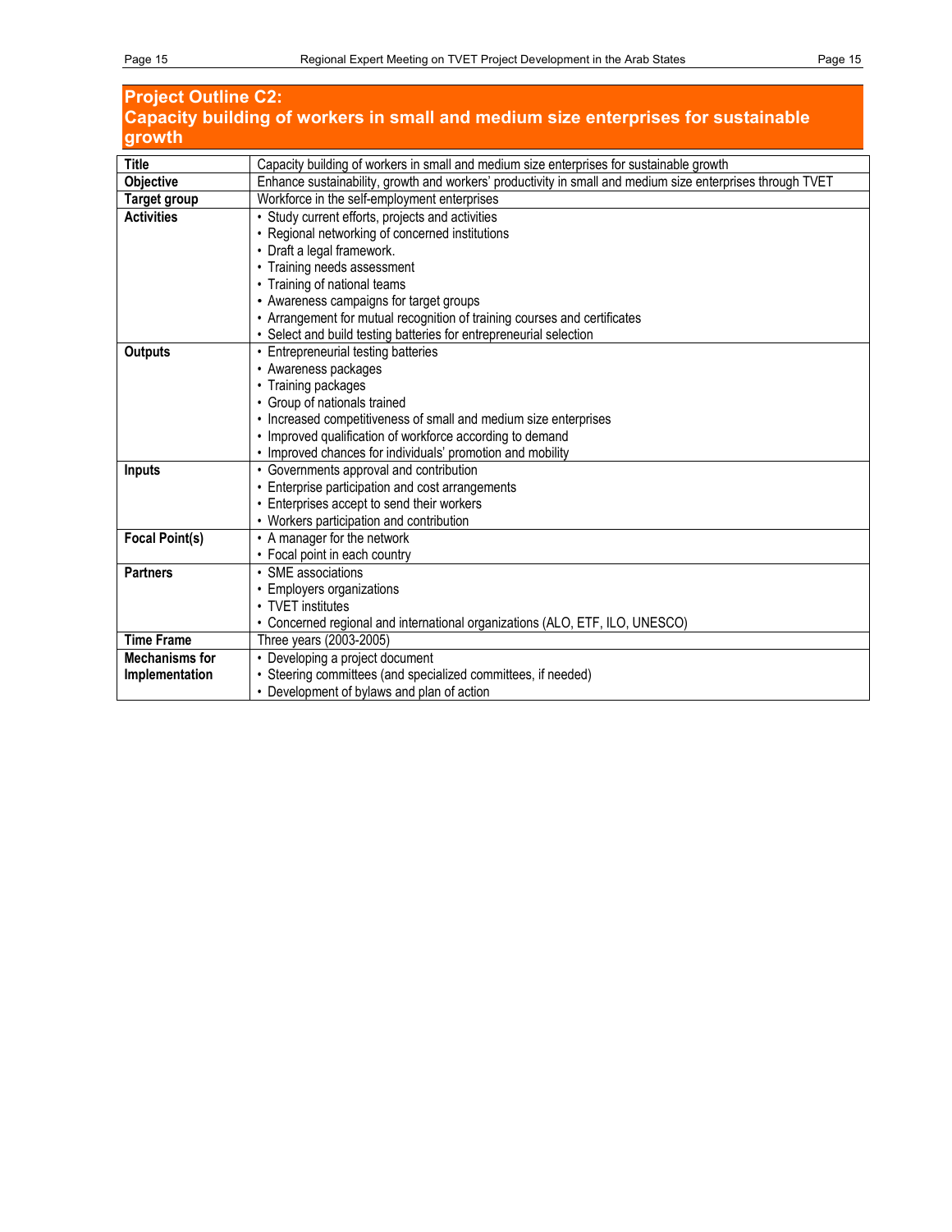## Project Outline C2:
## Capacity building of workers in small and medium size enterprises for sustainable growth

| | |
|---|---|
| **Title** | Capacity building of workers in small and medium size enterprises for sustainable growth |
| **Objective** | Enhance sustainability, growth and workers' productivity in small and medium size enterprises through TVET |
| **Target group** | Workforce in the self-employment enterprises |
| **Activities** | • Study current efforts, projects and activities<br>• Regional networking of concerned institutions<br>• Draft a legal framework.<br>• Training needs assessment<br>• Training of national teams<br>• Awareness campaigns for target groups<br>• Arrangement for mutual recognition of training courses and certificates<br>• Select and build testing batteries for entrepreneurial selection |
| **Outputs** | • Entrepreneurial testing batteries<br>• Awareness packages<br>• Training packages<br>• Group of nationals trained<br>• Increased competitiveness of small and medium size enterprises<br>• Improved qualification of workforce according to demand<br>• Improved chances for individuals' promotion and mobility |
| **Inputs** | • Governments approval and contribution<br>• Enterprise participation and cost arrangements<br>• Enterprises accept to send their workers<br>• Workers participation and contribution |
| **Focal Point(s)** | • A manager for the network<br>• Focal point in each country |
| **Partners** | • SME associations<br>• Employers organizations<br>• TVET institutes<br>• Concerned regional and international organizations (ALO, ETF, ILO, UNESCO) |
| **Time Frame** | Three years (2003-2005) |
| **Mechanisms for Implementation** | • Developing a project document<br>• Steering committees (and specialized committees, if needed)<br>• Development of bylaws and plan of action |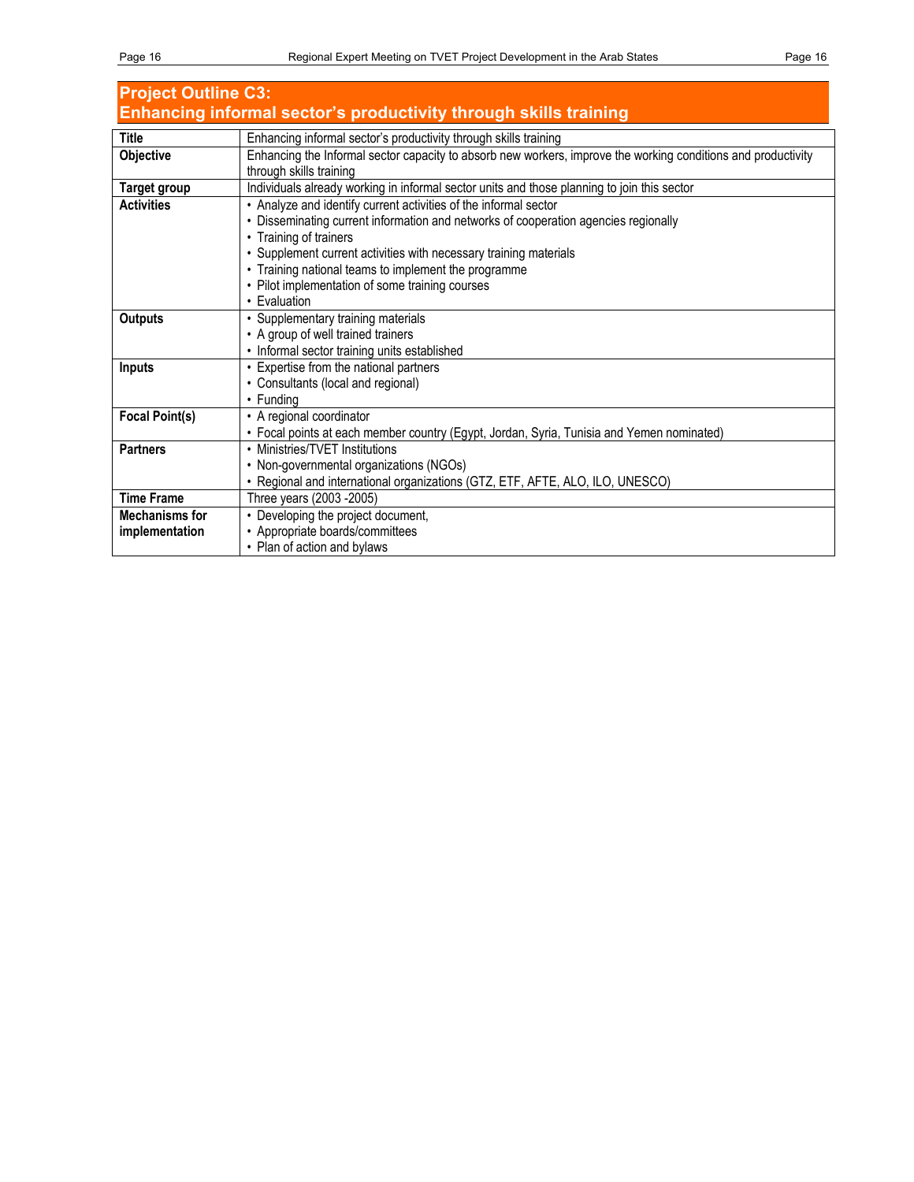## Project Outline C3:
## Enhancing informal sector's productivity through skills training

| | |
|---|---|
| **Title** | Enhancing informal sector's productivity through skills training |
| **Objective** | Enhancing the Informal sector capacity to absorb new workers, improve the working conditions and productivity through skills training |
| **Target group** | Individuals already working in informal sector units and those planning to join this sector |
| **Activities** | • Analyze and identify current activities of the informal sector<br>• Disseminating current information and networks of cooperation agencies regionally<br>• Training of trainers<br>• Supplement current activities with necessary training materials<br>• Training national teams to implement the programme<br>• Pilot implementation of some training courses<br>• Evaluation |
| **Outputs** | • Supplementary training materials<br>• A group of well trained trainers<br>• Informal sector training units established |
| **Inputs** | • Expertise from the national partners<br>• Consultants (local and regional)<br>• Funding |
| **Focal Point(s)** | • A regional coordinator<br>• Focal points at each member country (Egypt, Jordan, Syria, Tunisia and Yemen nominated) |
| **Partners** | • Ministries/TVET Institutions<br>• Non-governmental organizations (NGOs)<br>• Regional and international organizations (GTZ, ETF, AFTE, ALO, ILO, UNESCO) |
| **Time Frame** | Three years (2003 -2005) |
| **Mechanisms for implementation** | • Developing the project document,<br>• Appropriate boards/committees<br>• Plan of action and bylaws |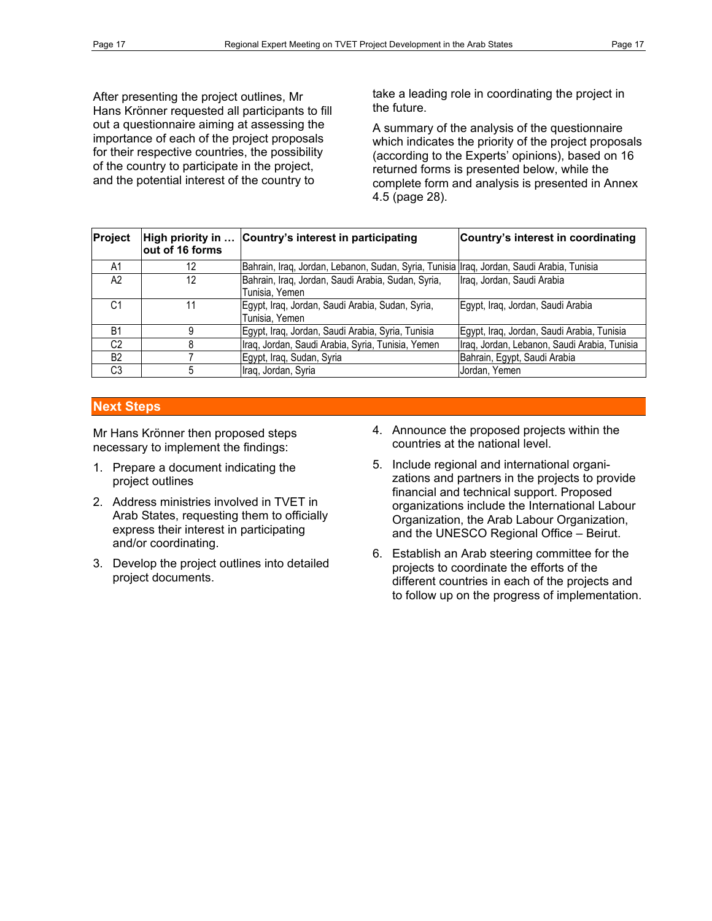After presenting the project outlines, Mr Hans Krönner requested all participants to fill out a questionnaire aiming at assessing the importance of each of the project proposals for their respective countries, the possibility of the country to participate in the project, and the potential interest of the country to take a leading role in coordinating the project in the future.

A summary of the analysis of the questionnaire which indicates the priority of the project proposals (according to the Experts' opinions), based on 16 returned forms is presented below, while the complete form and analysis is presented in Annex 4.5 (page 28).

| Project | High priority in … out of 16 forms | Country's interest in participating | Country's interest in coordinating |
|---|---|---|---|
| A1 | 12 | Bahrain, Iraq, Jordan, Lebanon, Sudan, Syria, Tunisia | Iraq, Jordan, Saudi Arabia, Tunisia |
| A2 | 12 | Bahrain, Iraq, Jordan, Saudi Arabia, Sudan, Syria, Tunisia, Yemen | Iraq, Jordan, Saudi Arabia |
| C1 | 11 | Egypt, Iraq, Jordan, Saudi Arabia, Sudan, Syria, Tunisia, Yemen | Egypt, Iraq, Jordan, Saudi Arabia |
| B1 | 9 | Egypt, Iraq, Jordan, Saudi Arabia, Syria, Tunisia | Egypt, Iraq, Jordan, Saudi Arabia, Tunisia |
| C2 | 8 | Iraq, Jordan, Saudi Arabia, Syria, Tunisia, Yemen | Iraq, Jordan, Lebanon, Saudi Arabia, Tunisia |
| B2 | 7 | Egypt, Iraq, Sudan, Syria | Bahrain, Egypt, Saudi Arabia |
| C3 | 5 | Iraq, Jordan, Syria | Jordan, Yemen |

## Next Steps

Mr Hans Krönner then proposed steps necessary to implement the findings:

1. Prepare a document indicating the project outlines
2. Address ministries involved in TVET in Arab States, requesting them to officially express their interest in participating and/or coordinating.
3. Develop the project outlines into detailed project documents.
4. Announce the proposed projects within the countries at the national level.
5. Include regional and international organizations and partners in the projects to provide financial and technical support. Proposed organizations include the International Labour Organization, the Arab Labour Organization, and the UNESCO Regional Office – Beirut.
6. Establish an Arab steering committee for the projects to coordinate the efforts of the different countries in each of the projects and to follow up on the progress of implementation.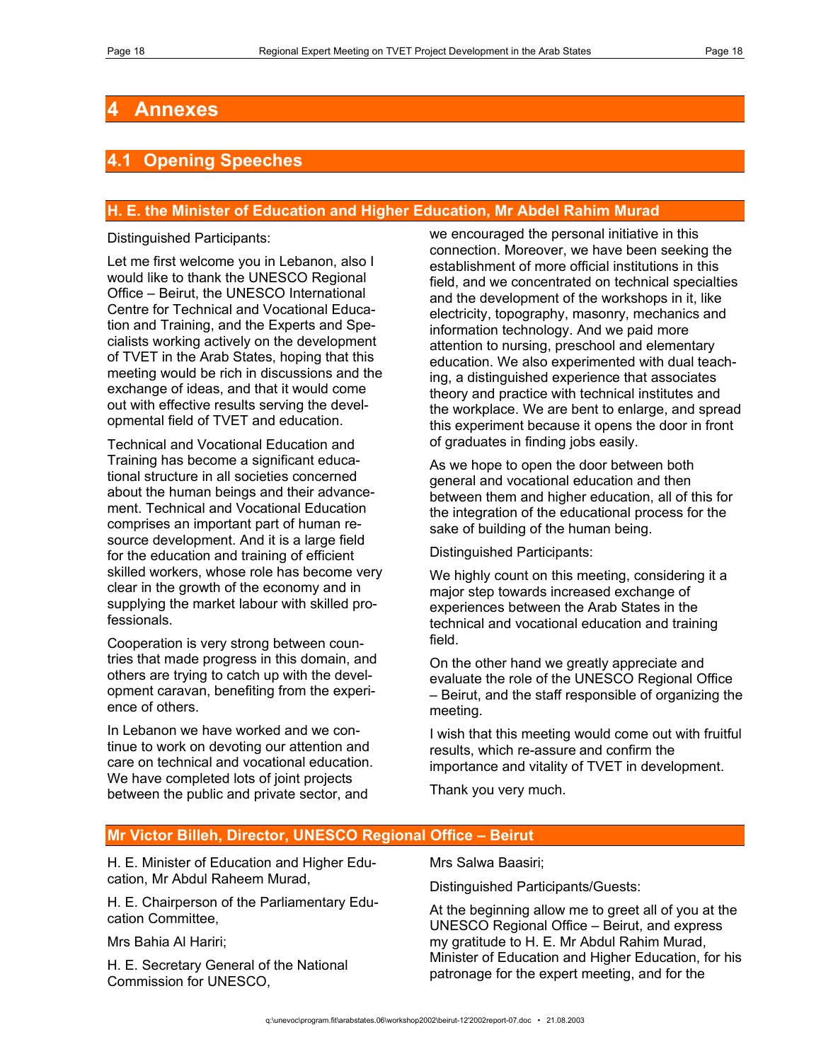# 4 Annexes

## 4.1 Opening Speeches

### H. E. the Minister of Education and Higher Education, Mr Abdel Rahim Murad

Distinguished Participants:

Let me first welcome you in Lebanon, also I would like to thank the UNESCO Regional Office – Beirut, the UNESCO International Centre for Technical and Vocational Education and Training, and the Experts and Specialists working actively on the development of TVET in the Arab States, hoping that this meeting would be rich in discussions and the exchange of ideas, and that it would come out with effective results serving the developmental field of TVET and education.

Technical and Vocational Education and Training has become a significant educational structure in all societies concerned about the human beings and their advancement. Technical and Vocational Education comprises an important part of human resource development. And it is a large field for the education and training of efficient skilled workers, whose role has become very clear in the growth of the economy and in supplying the market labour with skilled professionals.

Cooperation is very strong between countries that made progress in this domain, and others are trying to catch up with the development caravan, benefiting from the experience of others.

In Lebanon we have worked and we continue to work on devoting our attention and care on technical and vocational education. We have completed lots of joint projects between the public and private sector, and we encouraged the personal initiative in this connection. Moreover, we have been seeking the establishment of more official institutions in this field, and we concentrated on technical specialties and the development of the workshops in it, like electricity, topography, masonry, mechanics and information technology. And we paid more attention to nursing, preschool and elementary education. We also experimented with dual teaching, a distinguished experience that associates theory and practice with technical institutes and the workplace. We are bent to enlarge, and spread this experiment because it opens the door in front of graduates in finding jobs easily.

As we hope to open the door between both general and vocational education and then between them and higher education, all of this for the integration of the educational process for the sake of building of the human being.

Distinguished Participants:

We highly count on this meeting, considering it a major step towards increased exchange of experiences between the Arab States in the technical and vocational education and training field.

On the other hand we greatly appreciate and evaluate the role of the UNESCO Regional Office – Beirut, and the staff responsible of organizing the meeting.

I wish that this meeting would come out with fruitful results, which re-assure and confirm the importance and vitality of TVET in development.

Thank you very much.

### Mr Victor Billeh, Director, UNESCO Regional Office – Beirut

H. E. Minister of Education and Higher Education, Mr Abdul Raheem Murad,

H. E. Chairperson of the Parliamentary Education Committee,

Mrs Bahia Al Hariri;

H. E. Secretary General of the National Commission for UNESCO,

Mrs Salwa Baasiri;

Distinguished Participants/Guests:

At the beginning allow me to greet all of you at the UNESCO Regional Office – Beirut, and express my gratitude to H. E. Mr Abdul Rahim Murad, Minister of Education and Higher Education, for his patronage for the expert meeting, and for the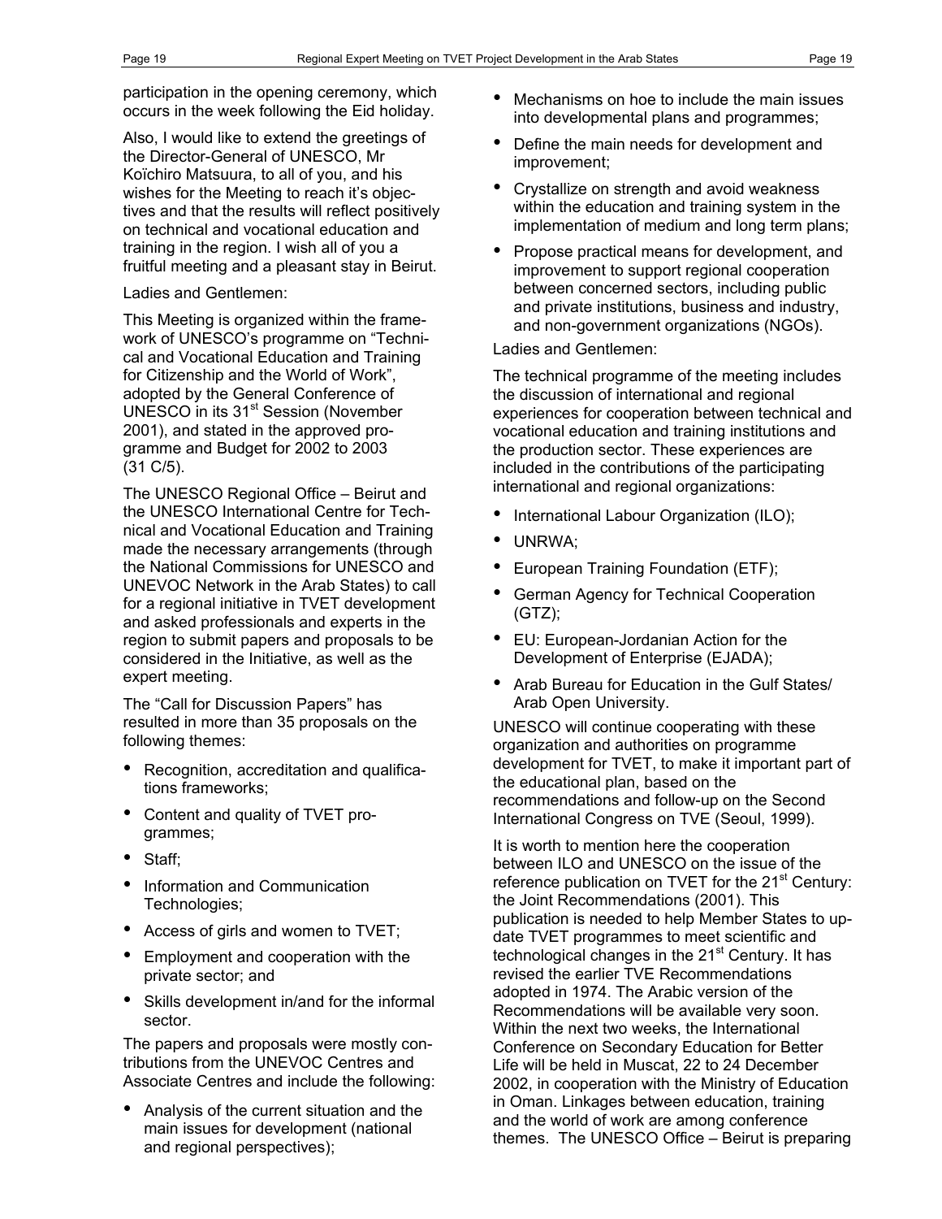participation in the opening ceremony, which occurs in the week following the Eid holiday.

Also, I would like to extend the greetings of the Director-General of UNESCO, Mr Koïchiro Matsuura, to all of you, and his wishes for the Meeting to reach it's objectives and that the results will reflect positively on technical and vocational education and training in the region. I wish all of you a fruitful meeting and a pleasant stay in Beirut.

Ladies and Gentlemen:

This Meeting is organized within the framework of UNESCO's programme on "Technical and Vocational Education and Training for Citizenship and the World of Work", adopted by the General Conference of UNESCO in its 31st Session (November 2001), and stated in the approved programme and Budget for 2002 to 2003 (31 C/5).

The UNESCO Regional Office – Beirut and the UNESCO International Centre for Technical and Vocational Education and Training made the necessary arrangements (through the National Commissions for UNESCO and UNEVOC Network in the Arab States) to call for a regional initiative in TVET development and asked professionals and experts in the region to submit papers and proposals to be considered in the Initiative, as well as the expert meeting.

The "Call for Discussion Papers" has resulted in more than 35 proposals on the following themes:

- Recognition, accreditation and qualifications frameworks;
- Content and quality of TVET programmes;
- Staff;
- Information and Communication Technologies;
- Access of girls and women to TVET;
- Employment and cooperation with the private sector; and
- Skills development in/and for the informal sector.

The papers and proposals were mostly contributions from the UNEVOC Centres and Associate Centres and include the following:

- Analysis of the current situation and the main issues for development (national and regional perspectives);
- Mechanisms on hoe to include the main issues into developmental plans and programmes;
- Define the main needs for development and improvement;
- Crystallize on strength and avoid weakness within the education and training system in the implementation of medium and long term plans;
- Propose practical means for development, and improvement to support regional cooperation between concerned sectors, including public and private institutions, business and industry, and non-government organizations (NGOs).

Ladies and Gentlemen:

The technical programme of the meeting includes the discussion of international and regional experiences for cooperation between technical and vocational education and training institutions and the production sector. These experiences are included in the contributions of the participating international and regional organizations:

- International Labour Organization (ILO);
- UNRWA;
- European Training Foundation (ETF);
- German Agency for Technical Cooperation (GTZ);
- EU: European-Jordanian Action for the Development of Enterprise (EJADA);
- Arab Bureau for Education in the Gulf States/ Arab Open University.

UNESCO will continue cooperating with these organization and authorities on programme development for TVET, to make it important part of the educational plan, based on the recommendations and follow-up on the Second International Congress on TVE (Seoul, 1999).

It is worth to mention here the cooperation between ILO and UNESCO on the issue of the reference publication on TVET for the 21st Century: the Joint Recommendations (2001). This publication is needed to help Member States to update TVET programmes to meet scientific and technological changes in the 21st Century. It has revised the earlier TVE Recommendations adopted in 1974. The Arabic version of the Recommendations will be available very soon. Within the next two weeks, the International Conference on Secondary Education for Better Life will be held in Muscat, 22 to 24 December 2002, in cooperation with the Ministry of Education in Oman. Linkages between education, training and the world of work are among conference themes. The UNESCO Office – Beirut is preparing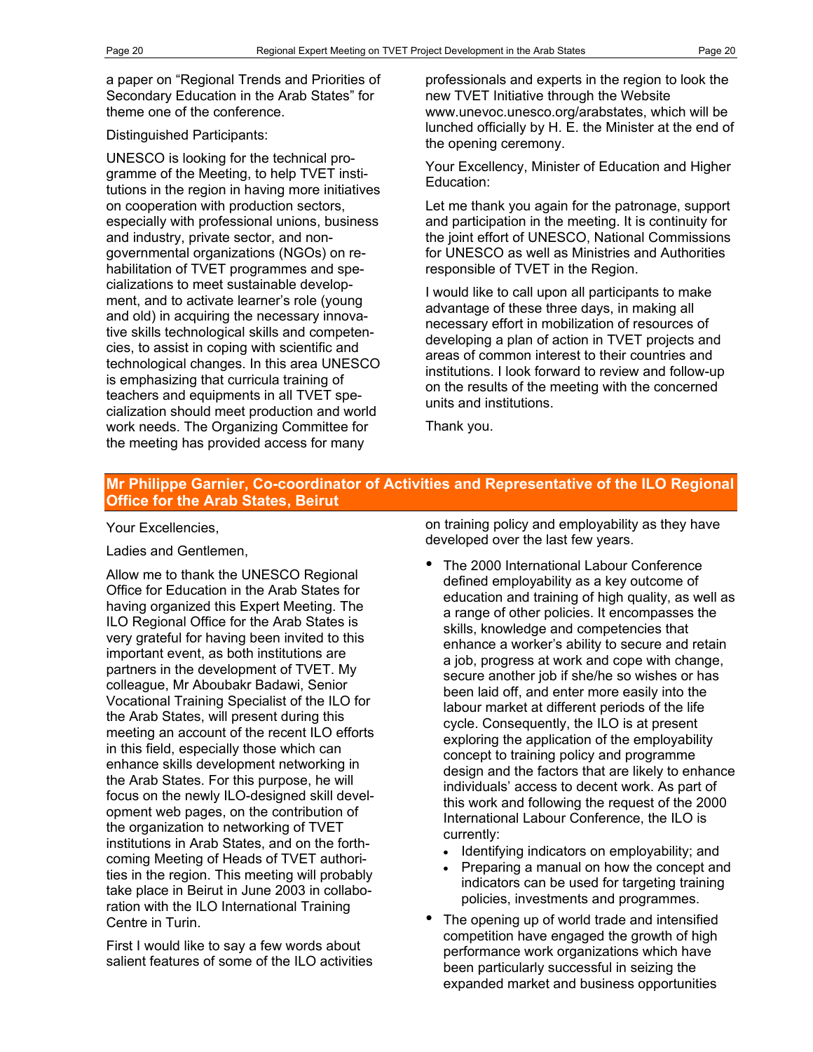a paper on "Regional Trends and Priorities of Secondary Education in the Arab States" for theme one of the conference.

Distinguished Participants:

UNESCO is looking for the technical programme of the Meeting, to help TVET institutions in the region in having more initiatives on cooperation with production sectors, especially with professional unions, business and industry, private sector, and non-governmental organizations (NGOs) on rehabilitation of TVET programmes and specializations to meet sustainable development, and to activate learner's role (young and old) in acquiring the necessary innovative skills technological skills and competencies, to assist in coping with scientific and technological changes. In this area UNESCO is emphasizing that curricula training of teachers and equipments in all TVET specialization should meet production and world work needs. The Organizing Committee for the meeting has provided access for many professionals and experts in the region to look the new TVET Initiative through the Website www.unevoc.unesco.org/arabstates, which will be lunched officially by H. E. the Minister at the end of the opening ceremony.

Your Excellency, Minister of Education and Higher Education:

Let me thank you again for the patronage, support and participation in the meeting. It is continuity for the joint effort of UNESCO, National Commissions for UNESCO as well as Ministries and Authorities responsible of TVET in the Region.

I would like to call upon all participants to make advantage of these three days, in making all necessary effort in mobilization of resources of developing a plan of action in TVET projects and areas of common interest to their countries and institutions. I look forward to review and follow-up on the results of the meeting with the concerned units and institutions.

Thank you.

## Mr Philippe Garnier, Co-coordinator of Activities and Representative of the ILO Regional Office for the Arab States, Beirut

Your Excellencies,

Ladies and Gentlemen,

Allow me to thank the UNESCO Regional Office for Education in the Arab States for having organized this Expert Meeting. The ILO Regional Office for the Arab States is very grateful for having been invited to this important event, as both institutions are partners in the development of TVET. My colleague, Mr Aboubakr Badawi, Senior Vocational Training Specialist of the ILO for the Arab States, will present during this meeting an account of the recent ILO efforts in this field, especially those which can enhance skills development networking in the Arab States. For this purpose, he will focus on the newly ILO-designed skill development web pages, on the contribution of the organization to networking of TVET institutions in Arab States, and on the forthcoming Meeting of Heads of TVET authorities in the region. This meeting will probably take place in Beirut in June 2003 in collaboration with the ILO International Training Centre in Turin.

First I would like to say a few words about salient features of some of the ILO activities on training policy and employability as they have developed over the last few years.

- The 2000 International Labour Conference defined employability as a key outcome of education and training of high quality, as well as a range of other policies. It encompasses the skills, knowledge and competencies that enhance a worker's ability to secure and retain a job, progress at work and cope with change, secure another job if she/he so wishes or has been laid off, and enter more easily into the labour market at different periods of the life cycle. Consequently, the ILO is at present exploring the application of the employability concept to training policy and programme design and the factors that are likely to enhance individuals' access to decent work. As part of this work and following the request of the 2000 International Labour Conference, the ILO is currently:
  - Identifying indicators on employability; and
  - Preparing a manual on how the concept and indicators can be used for targeting training policies, investments and programmes.
- The opening up of world trade and intensified competition have engaged the growth of high performance work organizations which have been particularly successful in seizing the expanded market and business opportunities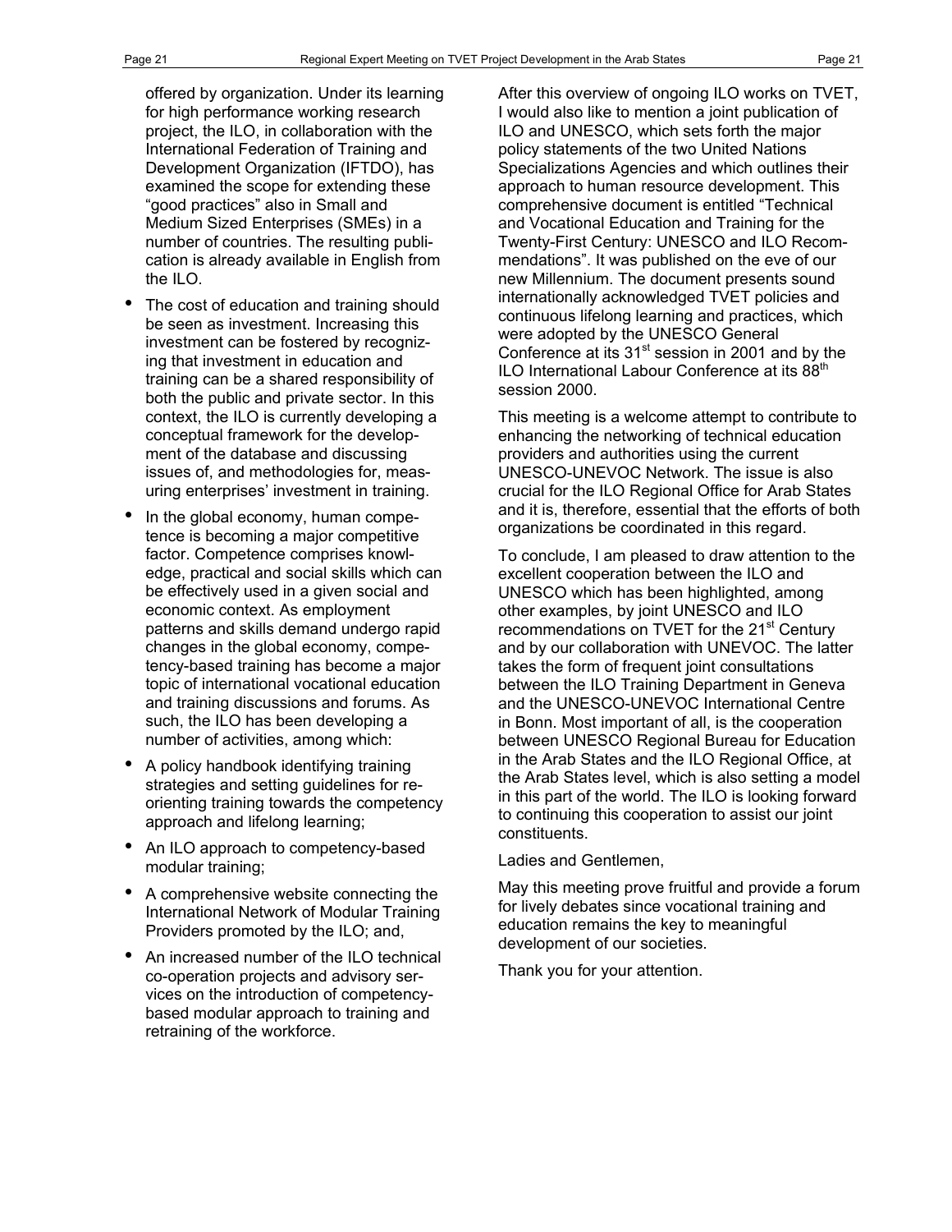offered by organization. Under its learning for high performance working research project, the ILO, in collaboration with the International Federation of Training and Development Organization (IFTDO), has examined the scope for extending these "good practices" also in Small and Medium Sized Enterprises (SMEs) in a number of countries. The resulting publication is already available in English from the ILO.

- The cost of education and training should be seen as investment. Increasing this investment can be fostered by recognizing that investment in education and training can be a shared responsibility of both the public and private sector. In this context, the ILO is currently developing a conceptual framework for the development of the database and discussing issues of, and methodologies for, measuring enterprises' investment in training.
- In the global economy, human competence is becoming a major competitive factor. Competence comprises knowledge, practical and social skills which can be effectively used in a given social and economic context. As employment patterns and skills demand undergo rapid changes in the global economy, competency-based training has become a major topic of international vocational education and training discussions and forums. As such, the ILO has been developing a number of activities, among which:
- A policy handbook identifying training strategies and setting guidelines for re-orienting training towards the competency approach and lifelong learning;
- An ILO approach to competency-based modular training;
- A comprehensive website connecting the International Network of Modular Training Providers promoted by the ILO; and,
- An increased number of the ILO technical co-operation projects and advisory services on the introduction of competency-based modular approach to training and retraining of the workforce.

After this overview of ongoing ILO works on TVET, I would also like to mention a joint publication of ILO and UNESCO, which sets forth the major policy statements of the two United Nations Specializations Agencies and which outlines their approach to human resource development. This comprehensive document is entitled "Technical and Vocational Education and Training for the Twenty-First Century: UNESCO and ILO Recommendations". It was published on the eve of our new Millennium. The document presents sound internationally acknowledged TVET policies and continuous lifelong learning and practices, which were adopted by the UNESCO General Conference at its 31st session in 2001 and by the ILO International Labour Conference at its 88th session 2000.

This meeting is a welcome attempt to contribute to enhancing the networking of technical education providers and authorities using the current UNESCO-UNEVOC Network. The issue is also crucial for the ILO Regional Office for Arab States and it is, therefore, essential that the efforts of both organizations be coordinated in this regard.

To conclude, I am pleased to draw attention to the excellent cooperation between the ILO and UNESCO which has been highlighted, among other examples, by joint UNESCO and ILO recommendations on TVET for the 21st Century and by our collaboration with UNEVOC. The latter takes the form of frequent joint consultations between the ILO Training Department in Geneva and the UNESCO-UNEVOC International Centre in Bonn. Most important of all, is the cooperation between UNESCO Regional Bureau for Education in the Arab States and the ILO Regional Office, at the Arab States level, which is also setting a model in this part of the world. The ILO is looking forward to continuing this cooperation to assist our joint constituents.

Ladies and Gentlemen,

May this meeting prove fruitful and provide a forum for lively debates since vocational training and education remains the key to meaningful development of our societies.

Thank you for your attention.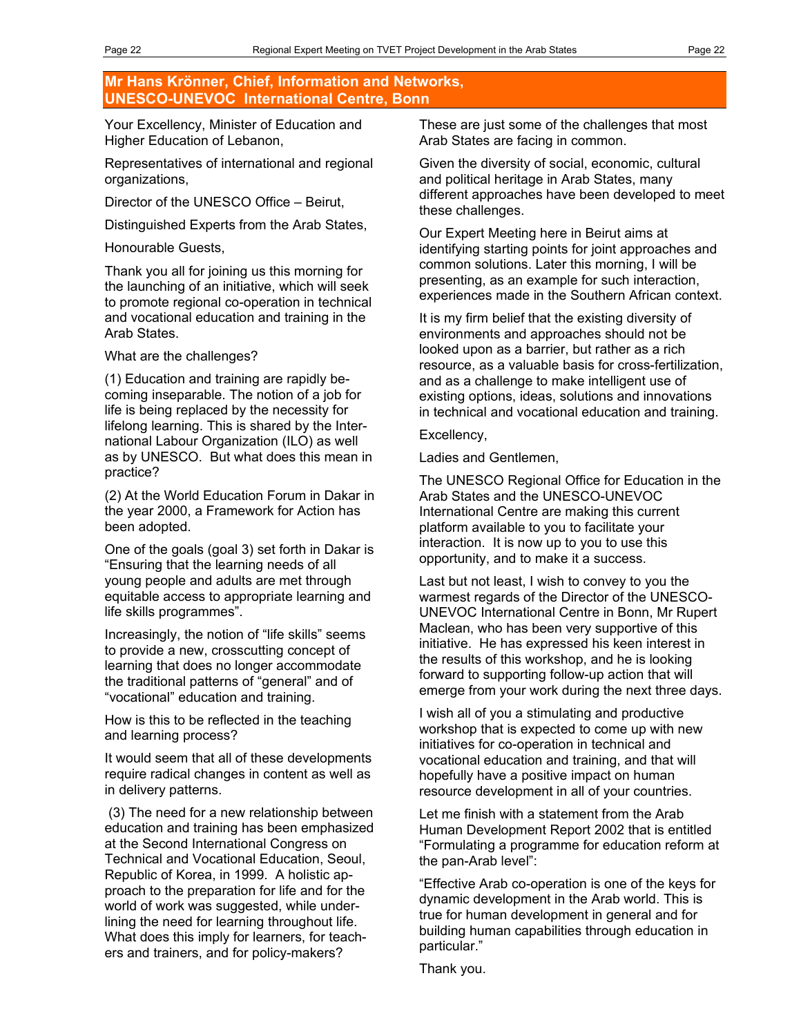## Mr Hans Krönner, Chief, Information and Networks, UNESCO-UNEVOC International Centre, Bonn

Your Excellency, Minister of Education and Higher Education of Lebanon,

Representatives of international and regional organizations,

Director of the UNESCO Office – Beirut,

Distinguished Experts from the Arab States,

Honourable Guests,

Thank you all for joining us this morning for the launching of an initiative, which will seek to promote regional co-operation in technical and vocational education and training in the Arab States.

What are the challenges?

(1) Education and training are rapidly becoming inseparable. The notion of a job for life is being replaced by the necessity for lifelong learning. This is shared by the International Labour Organization (ILO) as well as by UNESCO. But what does this mean in practice?

(2) At the World Education Forum in Dakar in the year 2000, a Framework for Action has been adopted.

One of the goals (goal 3) set forth in Dakar is "Ensuring that the learning needs of all young people and adults are met through equitable access to appropriate learning and life skills programmes".

Increasingly, the notion of "life skills" seems to provide a new, crosscutting concept of learning that does no longer accommodate the traditional patterns of "general" and of "vocational" education and training.

How is this to be reflected in the teaching and learning process?

It would seem that all of these developments require radical changes in content as well as in delivery patterns.

(3) The need for a new relationship between education and training has been emphasized at the Second International Congress on Technical and Vocational Education, Seoul, Republic of Korea, in 1999. A holistic approach to the preparation for life and for the world of work was suggested, while underlining the need for learning throughout life. What does this imply for learners, for teachers and trainers, and for policy-makers?

These are just some of the challenges that most Arab States are facing in common.

Given the diversity of social, economic, cultural and political heritage in Arab States, many different approaches have been developed to meet these challenges.

Our Expert Meeting here in Beirut aims at identifying starting points for joint approaches and common solutions. Later this morning, I will be presenting, as an example for such interaction, experiences made in the Southern African context.

It is my firm belief that the existing diversity of environments and approaches should not be looked upon as a barrier, but rather as a rich resource, as a valuable basis for cross-fertilization, and as a challenge to make intelligent use of existing options, ideas, solutions and innovations in technical and vocational education and training.

Excellency,

Ladies and Gentlemen,

The UNESCO Regional Office for Education in the Arab States and the UNESCO-UNEVOC International Centre are making this current platform available to you to facilitate your interaction. It is now up to you to use this opportunity, and to make it a success.

Last but not least, I wish to convey to you the warmest regards of the Director of the UNESCO-UNEVOC International Centre in Bonn, Mr Rupert Maclean, who has been very supportive of this initiative. He has expressed his keen interest in the results of this workshop, and he is looking forward to supporting follow-up action that will emerge from your work during the next three days.

I wish all of you a stimulating and productive workshop that is expected to come up with new initiatives for co-operation in technical and vocational education and training, and that will hopefully have a positive impact on human resource development in all of your countries.

Let me finish with a statement from the Arab Human Development Report 2002 that is entitled "Formulating a programme for education reform at the pan-Arab level":

"Effective Arab co-operation is one of the keys for dynamic development in the Arab world. This is true for human development in general and for building human capabilities through education in particular."

Thank you.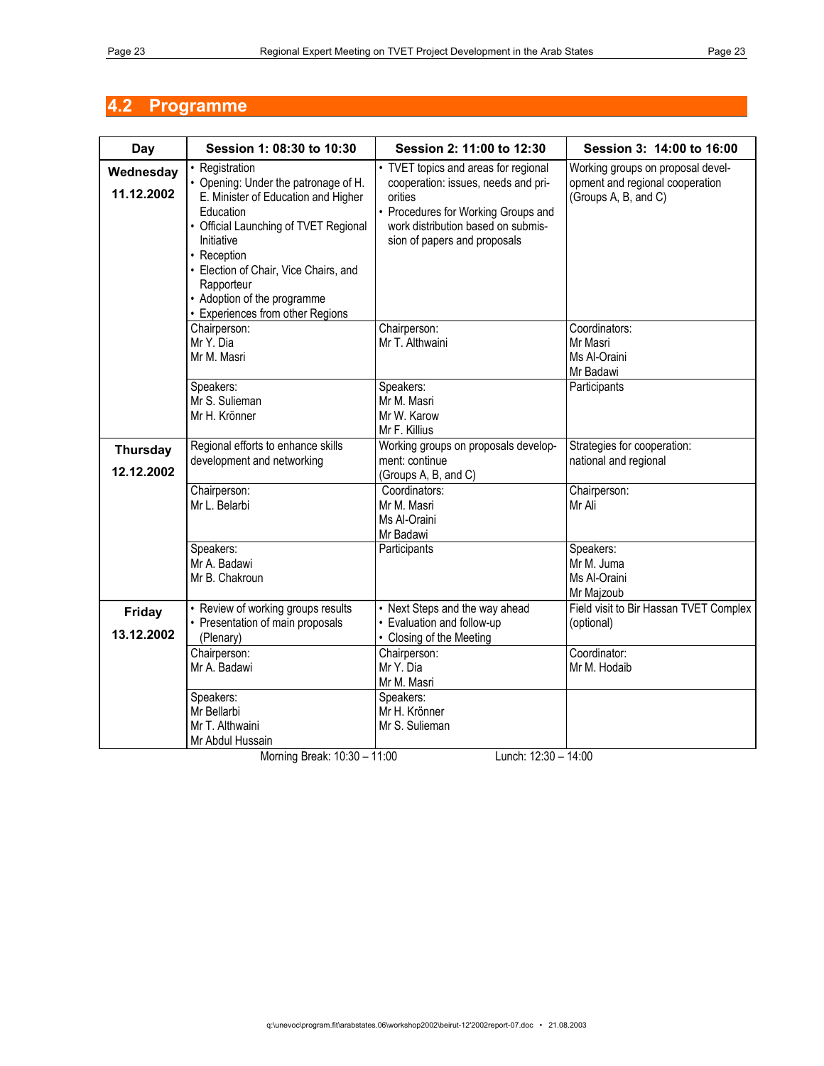## 4.2 Programme

| Day | Session 1: 08:30 to 10:30 | Session 2: 11:00 to 12:30 | Session 3: 14:00 to 16:00 |
|---|---|---|---|
| **Wednesday 11.12.2002** | • Registration<br>• Opening: Under the patronage of H. E. Minister of Education and Higher Education<br>• Official Launching of TVET Regional Initiative<br>• Reception<br>• Election of Chair, Vice Chairs, and Rapporteur<br>• Adoption of the programme<br>• Experiences from other Regions | • TVET topics and areas for regional cooperation: issues, needs and priorities<br>• Procedures for Working Groups and work distribution based on submission of papers and proposals | Working groups on proposal development and regional cooperation (Groups A, B, and C) |
| | Chairperson:<br>Mr Y. Dia<br>Mr M. Masri | Chairperson:<br>Mr T. Althwaini | Coordinators:<br>Mr Masri<br>Ms Al-Oraini<br>Mr Badawi |
| | Speakers:<br>Mr S. Sulieman<br>Mr H. Krönner | Speakers:<br>Mr M. Masri<br>Mr W. Karow<br>Mr F. Killius | Participants |
| **Thursday 12.12.2002** | Regional efforts to enhance skills development and networking | Working groups on proposals development: continue<br>(Groups A, B, and C) | Strategies for cooperation: national and regional |
| | Chairperson:<br>Mr L. Belarbi | Coordinators:<br>Mr M. Masri<br>Ms Al-Oraini<br>Mr Badawi | Chairperson:<br>Mr Ali |
| | Speakers:<br>Mr A. Badawi<br>Mr B. Chakroun | Participants | Speakers:<br>Mr M. Juma<br>Ms Al-Oraini<br>Mr Majzoub |
| **Friday 13.12.2002** | • Review of working groups results<br>• Presentation of main proposals (Plenary) | • Next Steps and the way ahead<br>• Evaluation and follow-up<br>• Closing of the Meeting | Field visit to Bir Hassan TVET Complex (optional) |
| | Chairperson:<br>Mr A. Badawi | Chairperson:<br>Mr Y. Dia<br>Mr M. Masri | Coordinator:<br>Mr M. Hodaib |
| | Speakers:<br>Mr Bellarbi<br>Mr T. Althwaini<br>Mr Abdul Hussain | Speakers:<br>Mr H. Krönner<br>Mr S. Sulieman | |

Morning Break: 10:30 – 11:00 Lunch: 12:30 – 14:00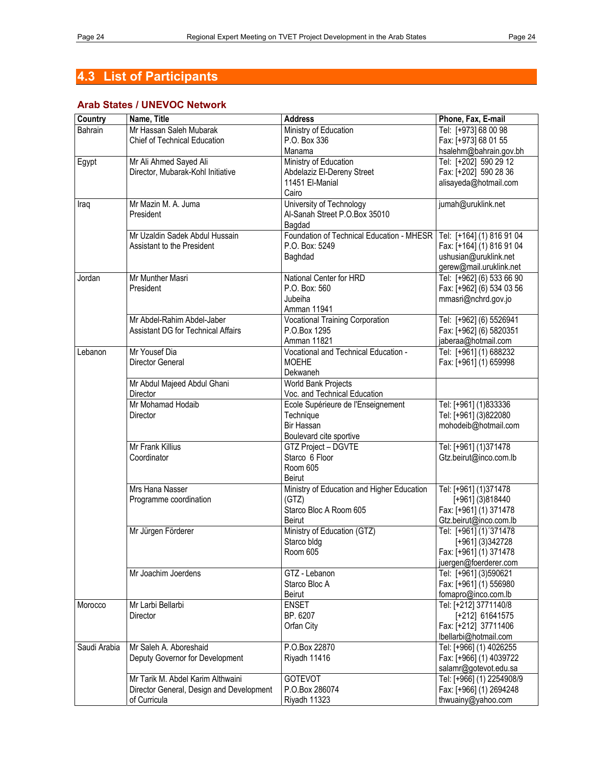## 4.3 List of Participants

### Arab States / UNEVOC Network

| Country | Name, Title | Address | Phone, Fax, E-mail |
|---|---|---|---|
| Bahrain | Mr Hassan Saleh Mubarak<br>Chief of Technical Education | Ministry of Education<br>P.O. Box 336<br>Manama | Tel: [+973] 68 00 98<br>Fax: [+973] 68 01 55<br>hsalehm@bahrain.gov.bh |
| Egypt | Mr Ali Ahmed Sayed Ali<br>Director, Mubarak-Kohl Initiative | Ministry of Education<br>Abdelaziz El-Dereny Street<br>11451 El-Manial<br>Cairo | Tel: [+202] 590 29 12<br>Fax: [+202] 590 28 36<br>alisayeda@hotmail.com |
| Iraq | Mr Mazin M. A. Juma<br>President | University of Technology<br>Al-Sanah Street P.O.Box 35010<br>Bagdad | jumah@uruklink.net |
| | Mr Uzaldin Sadek Abdul Hussain<br>Assistant to the President | Foundation of Technical Education - MHESR<br>P.O. Box: 5249<br>Baghdad | Tel: [+164] (1) 816 91 04<br>Fax: [+164] (1) 816 91 04<br>ushusian@uruklink.net<br>gerew@mail.uruklink.net |
| Jordan | Mr Munther Masri<br>President | National Center for HRD<br>P.O. Box: 560<br>Jubeiha<br>Amman 11941 | Tel: [+962] (6) 533 66 90<br>Fax: [+962] (6) 534 03 56<br>mmasri@nchrd.gov.jo |
| | Mr Abdel-Rahim Abdel-Jaber<br>Assistant DG for Technical Affairs | Vocational Training Corporation<br>P.O.Box 1295<br>Amman 11821 | Tel: [+962] (6) 5526941<br>Fax: [+962] (6) 5820351<br>jaberaa@hotmail.com |
| Lebanon | Mr Yousef Dia<br>Director General | Vocational and Technical Education -<br>MOEHE<br>Dekwaneh | Tel: [+961] (1) 688232<br>Fax: [+961] (1) 659998 |
| | Mr Abdul Majeed Abdul Ghani<br>Director | World Bank Projects<br>Voc. and Technical Education | |
| | Mr Mohamad Hodaib<br>Director | Ecole Supérieure de l'Enseignement<br>Technique<br>Bir Hassan<br>Boulevard cite sportive | Tel: [+961] (1)833336<br>Tel: [+961] (3)822080<br>mohodeib@hotmail.com |
| | Mr Frank Killius<br>Coordinator | GTZ Project – DGVTE<br>Starco 6 Floor<br>Room 605<br>Beirut | Tel: [+961] (1)371478<br>Gtz.beirut@inco.com.lb |
| | Mrs Hana Nasser<br>Programme coordination | Ministry of Education and Higher Education<br>(GTZ)<br>Starco Bloc A Room 605<br>Beirut | Tel: [+961] (1)371478<br>[+961] (3)818440<br>Fax: [+961] (1) 371478<br>Gtz.beirut@inco.com.lb |
| | Mr Jürgen Förderer | Ministry of Education (GTZ)<br>Starco bldg<br>Room 605 | Tel: [+961] (1)´371478<br>[+961] (3)342728<br>Fax: [+961] (1) 371478<br>juergen@foerderer.com |
| | Mr Joachim Joerdens | GTZ - Lebanon<br>Starco Bloc A<br>Beirut | Tel: [+961] (3)590621<br>Fax: [+961] (1) 556980<br>fomapro@inco.com.lb |
| Morocco | Mr Larbi Bellarbi<br>Director | ENSET<br>BP. 6207<br>Orfan City | Tel: [+212] 3771140/8<br>[+212] 61641575<br>Fax: [+212] 37711406<br>lbellarbi@hotmail.com |
| Saudi Arabia | Mr Saleh A. Aboreshaid<br>Deputy Governor for Development | P.O.Box 22870<br>Riyadh 11416 | Tel: [+966] (1) 4026255<br>Fax: [+966] (1) 4039722<br>salamr@gotevot.edu.sa |
| | Mr Tarik M. Abdel Karim Althwaini<br>Director General, Design and Development of Curricula | GOTEVOT<br>P.O.Box 286074<br>Riyadh 11323 | Tel: [+966] (1) 2254908/9<br>Fax: [+966] (1) 2694248<br>thwuainy@yahoo.com |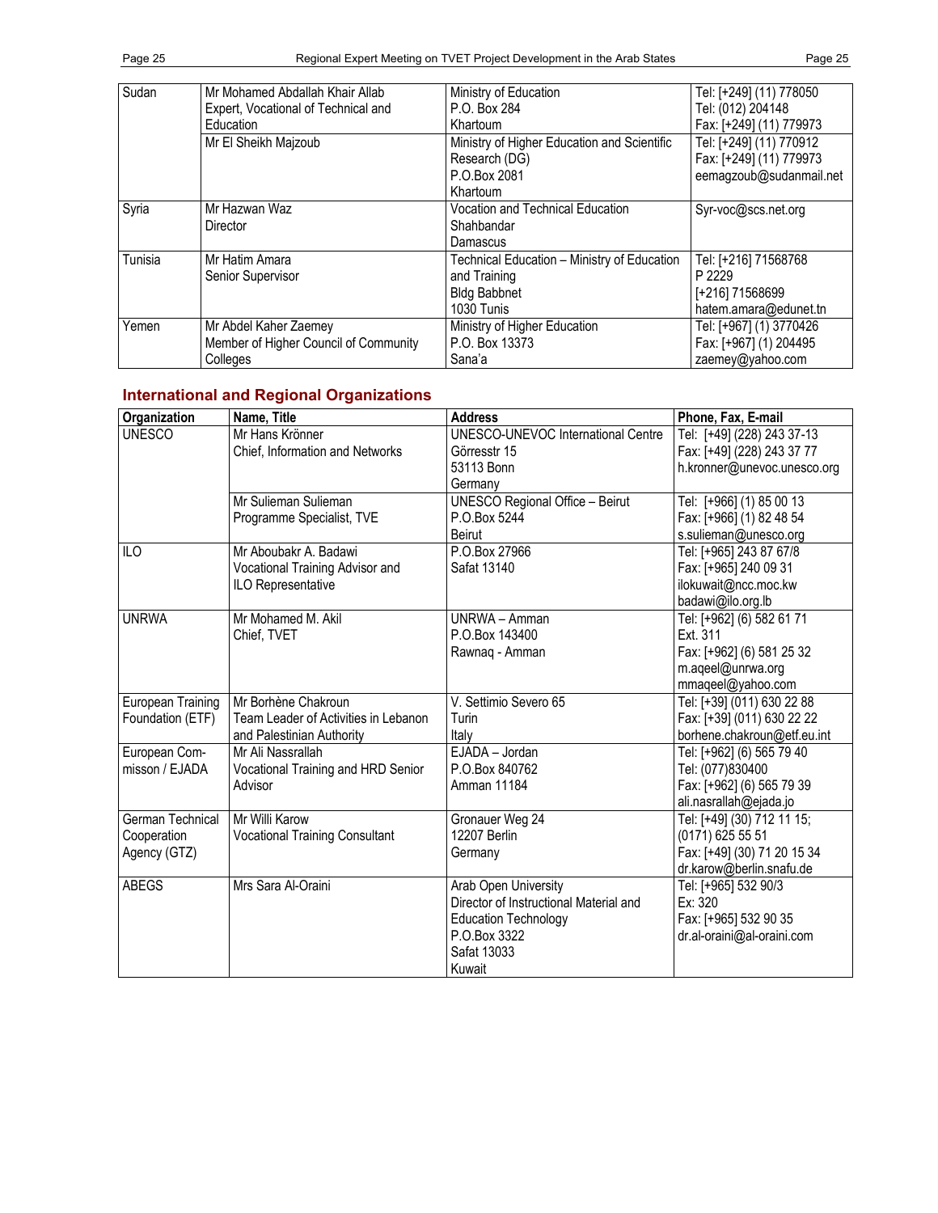| | | | |
|---|---|---|---|
| Sudan | Mr Mohamed Abdallah Khair Allab<br>Expert, Vocational of Technical and Education | Ministry of Education<br>P.O. Box 284<br>Khartoum | Tel: [+249] (11) 778050<br>Tel: (012) 204148<br>Fax: [+249] (11) 779973 |
| | Mr El Sheikh Majzoub | Ministry of Higher Education and Scientific Research (DG)<br>P.O.Box 2081<br>Khartoum | Tel: [+249] (11) 770912<br>Fax: [+249] (11) 779973<br>eemagzoub@sudanmail.net |
| Syria | Mr Hazwan Waz<br>Director | Vocation and Technical Education<br>Shahbandar<br>Damascus | Syr-voc@scs.net.org |
| Tunisia | Mr Hatim Amara<br>Senior Supervisor | Technical Education – Ministry of Education and Training<br>Bldg Babbnet<br>1030 Tunis | Tel: [+216] 71568768<br>P 2229<br>[+216] 71568699<br>hatem.amara@edunet.tn |
| Yemen | Mr Abdel Kaher Zaemey<br>Member of Higher Council of Community Colleges | Ministry of Higher Education<br>P.O. Box 13373<br>Sana'a | Tel: [+967] (1) 3770426<br>Fax: [+967] (1) 204495<br>zaemey@yahoo.com |

## International and Regional Organizations

| Organization | Name, Title | Address | Phone, Fax, E-mail |
|---|---|---|---|
| UNESCO | Mr Hans Krönner<br>Chief, Information and Networks | UNESCO-UNEVOC International Centre<br>Görresstr 15<br>53113 Bonn<br>Germany | Tel: [+49] (228) 243 37-13<br>Fax: [+49] (228) 243 37 77<br>h.kronner@unevoc.unesco.org |
| | Mr Sulieman Sulieman<br>Programme Specialist, TVE | UNESCO Regional Office – Beirut<br>P.O.Box 5244<br>Beirut | Tel: [+966] (1) 85 00 13<br>Fax: [+966] (1) 82 48 54<br>s.sulieman@unesco.org |
| ILO | Mr Aboubakr A. Badawi<br>Vocational Training Advisor and ILO Representative | P.O.Box 27966<br>Safat 13140 | Tel: [+965] 243 87 67/8<br>Fax: [+965] 240 09 31<br>ilokuwait@ncc.moc.kw<br>badawi@ilo.org.lb |
| UNRWA | Mr Mohamed M. Akil<br>Chief, TVET | UNRWA – Amman<br>P.O.Box 143400<br>Rawnaq - Amman | Tel: [+962] (6) 582 61 71<br>Ext. 311<br>Fax: [+962] (6) 581 25 32<br>m.aqeel@unrwa.org<br>mmaqeel@yahoo.com |
| European Training Foundation (ETF) | Mr Borhène Chakroun<br>Team Leader of Activities in Lebanon and Palestinian Authority | V. Settimio Severo 65<br>Turin<br>Italy | Tel: [+39] (011) 630 22 88<br>Fax: [+39] (011) 630 22 22<br>borhene.chakroun@etf.eu.int |
| European Com-misson / EJADA | Mr Ali Nassrallah<br>Vocational Training and HRD Senior Advisor | EJADA – Jordan<br>P.O.Box 840762<br>Amman 11184 | Tel: [+962] (6) 565 79 40<br>Tel: (077)830400<br>Fax: [+962] (6) 565 79 39<br>ali.nasrallah@ejada.jo |
| German Technical Cooperation Agency (GTZ) | Mr Willi Karow<br>Vocational Training Consultant | Gronauer Weg 24<br>12207 Berlin<br>Germany | Tel: [+49] (30) 712 11 15;<br>(0171) 625 55 51<br>Fax: [+49] (30) 71 20 15 34<br>dr.karow@berlin.snafu.de |
| ABEGS | Mrs Sara Al-Oraini | Arab Open University<br>Director of Instructional Material and Education Technology<br>P.O.Box 3322<br>Safat 13033<br>Kuwait | Tel: [+965] 532 90/3<br>Ex: 320<br>Fax: [+965] 532 90 35<br>dr.al-oraini@al-oraini.com |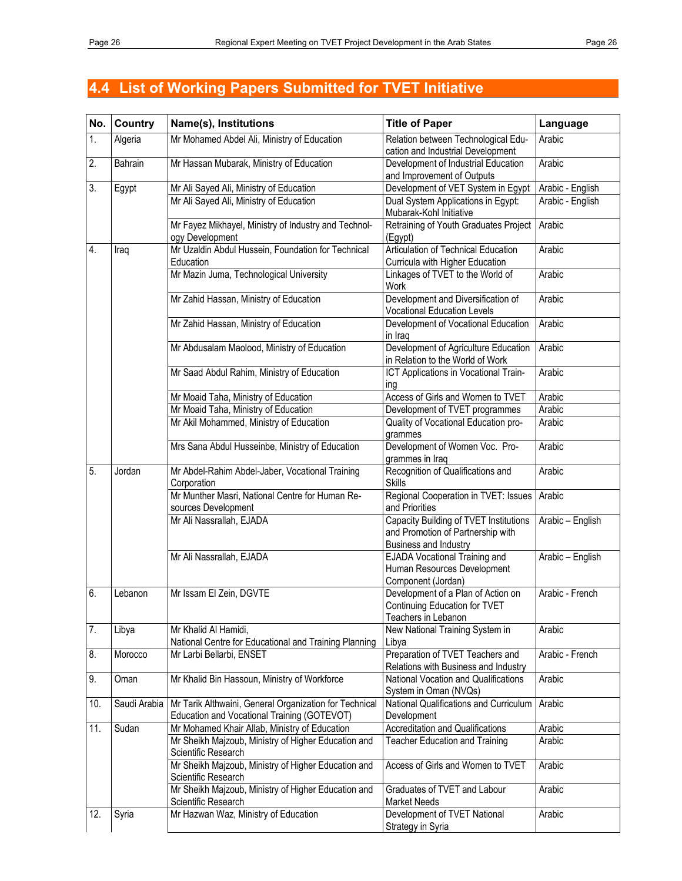## 4.4 List of Working Papers Submitted for TVET Initiative

| No. | Country | Name(s), Institutions | Title of Paper | Language |
|---|---|---|---|---|
| 1. | Algeria | Mr Mohamed Abdel Ali, Ministry of Education | Relation between Technological Education and Industrial Development | Arabic |
| 2. | Bahrain | Mr Hassan Mubarak, Ministry of Education | Development of Industrial Education and Improvement of Outputs | Arabic |
| 3. | Egypt | Mr Ali Sayed Ali, Ministry of Education | Development of VET System in Egypt | Arabic - English |
| | | Mr Ali Sayed Ali, Ministry of Education | Dual System Applications in Egypt: Mubarak-Kohl Initiative | Arabic - English |
| | | Mr Fayez Mikhayel, Ministry of Industry and Technology Development | Retraining of Youth Graduates Project (Egypt) | Arabic |
| 4. | Iraq | Mr Uzaldin Abdul Hussein, Foundation for Technical Education | Articulation of Technical Education Curricula with Higher Education | Arabic |
| | | Mr Mazin Juma, Technological University | Linkages of TVET to the World of Work | Arabic |
| | | Mr Zahid Hassan, Ministry of Education | Development and Diversification of Vocational Education Levels | Arabic |
| | | Mr Zahid Hassan, Ministry of Education | Development of Vocational Education in Iraq | Arabic |
| | | Mr Abdusalam Maolood, Ministry of Education | Development of Agriculture Education in Relation to the World of Work | Arabic |
| | | Mr Saad Abdul Rahim, Ministry of Education | ICT Applications in Vocational Training | Arabic |
| | | Mr Moaid Taha, Ministry of Education | Access of Girls and Women to TVET | Arabic |
| | | Mr Moaid Taha, Ministry of Education | Development of TVET programmes | Arabic |
| | | Mr Akil Mohammed, Ministry of Education | Quality of Vocational Education programmes | Arabic |
| | | Mrs Sana Abdul Husseinbe, Ministry of Education | Development of Women Voc. Programmes in Iraq | Arabic |
| 5. | Jordan | Mr Abdel-Rahim Abdel-Jaber, Vocational Training Corporation | Recognition of Qualifications and Skills | Arabic |
| | | Mr Munther Masri, National Centre for Human Resources Development | Regional Cooperation in TVET: Issues and Priorities | Arabic |
| | | Mr Ali Nassrallah, EJADA | Capacity Building of TVET Institutions and Promotion of Partnership with Business and Industry | Arabic – English |
| | | Mr Ali Nassrallah, EJADA | EJADA Vocational Training and Human Resources Development Component (Jordan) | Arabic – English |
| 6. | Lebanon | Mr Issam El Zein, DGVTE | Development of a Plan of Action on Continuing Education for TVET Teachers in Lebanon | Arabic - French |
| 7. | Libya | Mr Khalid Al Hamidi, National Centre for Educational and Training Planning | New National Training System in Libya | Arabic |
| 8. | Morocco | Mr Larbi Bellarbi, ENSET | Preparation of TVET Teachers and Relations with Business and Industry | Arabic - French |
| 9. | Oman | Mr Khalid Bin Hassoun, Ministry of Workforce | National Vocation and Qualifications System in Oman (NVQs) | Arabic |
| 10. | Saudi Arabia | Mr Tarik Althwaini, General Organization for Technical Education and Vocational Training (GOTEVOT) | National Qualifications and Curriculum Development | Arabic |
| 11. | Sudan | Mr Mohamed Khair Allab, Ministry of Education | Accreditation and Qualifications | Arabic |
| | | Mr Sheikh Majzoub, Ministry of Higher Education and Scientific Research | Teacher Education and Training | Arabic |
| | | Mr Sheikh Majzoub, Ministry of Higher Education and Scientific Research | Access of Girls and Women to TVET | Arabic |
| | | Mr Sheikh Majzoub, Ministry of Higher Education and Scientific Research | Graduates of TVET and Labour Market Needs | Arabic |
| 12. | Syria | Mr Hazwan Waz, Ministry of Education | Development of TVET National Strategy in Syria | Arabic |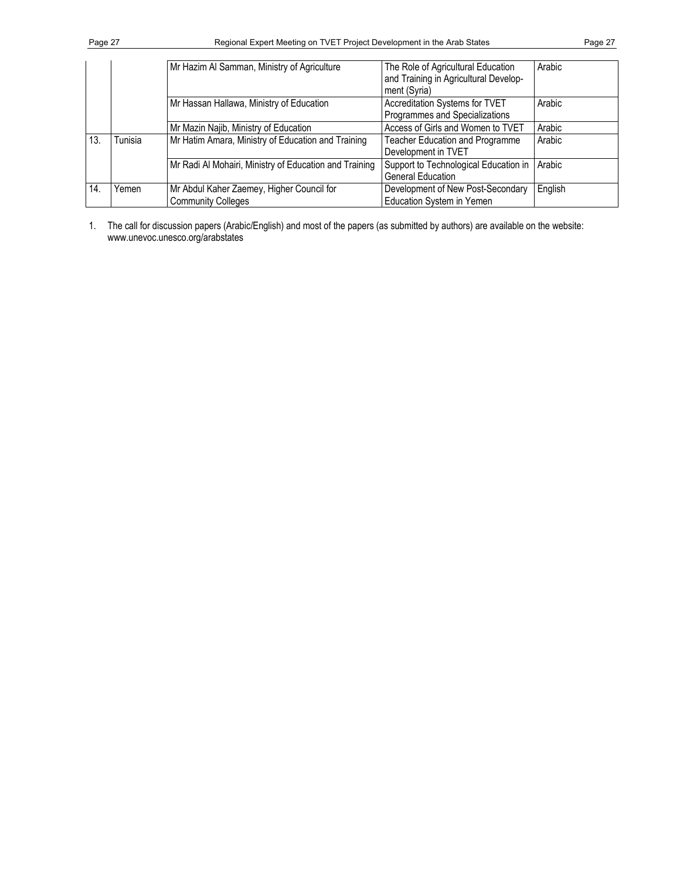|  |  | Mr Hazim Al Samman, Ministry of Agriculture | The Role of Agricultural Education and Training in Agricultural Development (Syria) | Arabic |
|---|---|---|---|---|
|  |  | Mr Hassan Hallawa, Ministry of Education | Accreditation Systems for TVET Programmes and Specializations | Arabic |
|  |  | Mr Mazin Najib, Ministry of Education | Access of Girls and Women to TVET | Arabic |
| 13. | Tunisia | Mr Hatim Amara, Ministry of Education and Training | Teacher Education and Programme Development in TVET | Arabic |
|  |  | Mr Radi Al Mohairi, Ministry of Education and Training | Support to Technological Education in General Education | Arabic |
| 14. | Yemen | Mr Abdul Kaher Zaemey, Higher Council for Community Colleges | Development of New Post-Secondary Education System in Yemen | English |

1. The call for discussion papers (Arabic/English) and most of the papers (as submitted by authors) are available on the website: www.unevoc.unesco.org/arabstates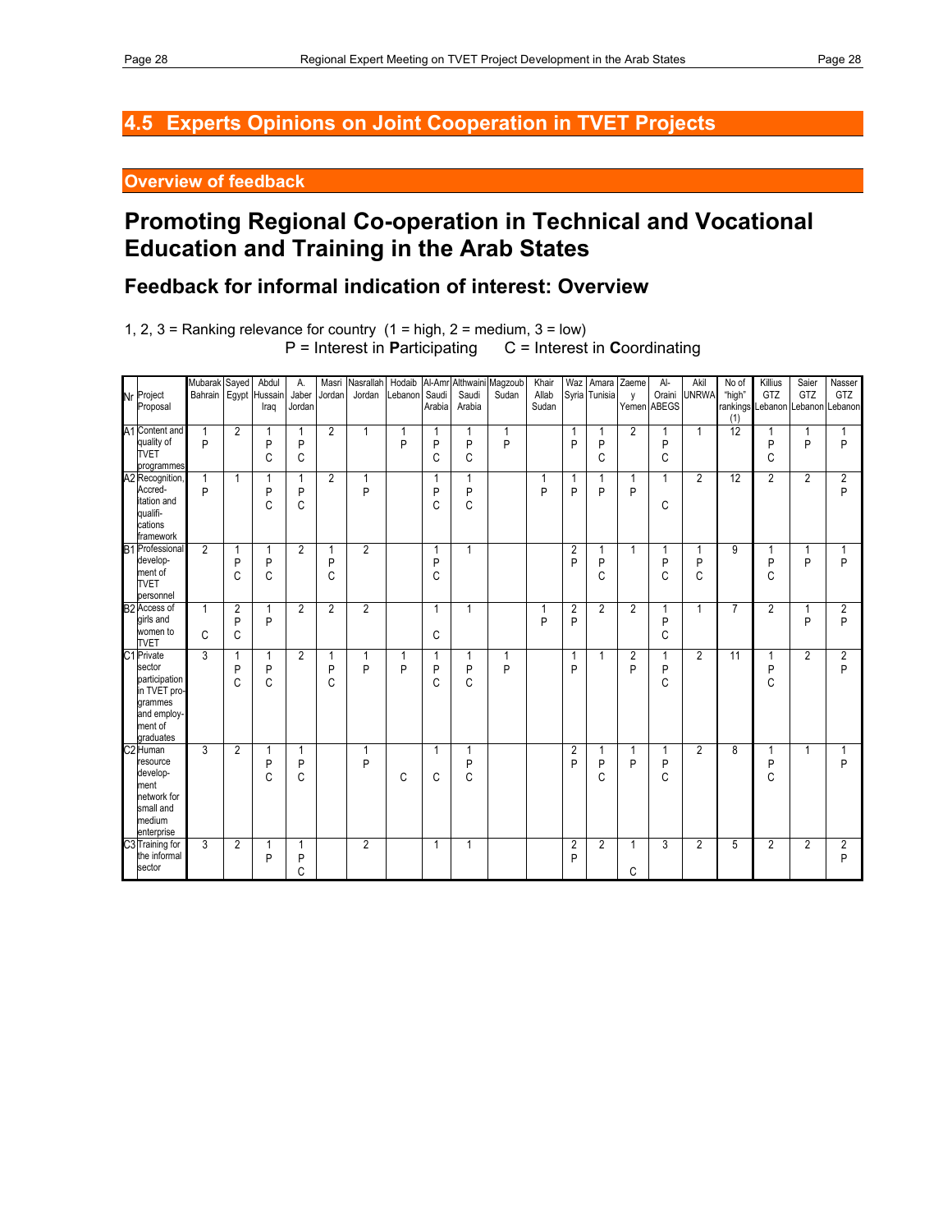## 4.5 Experts Opinions on Joint Cooperation in TVET Projects

### Overview of feedback

# Promoting Regional Co-operation in Technical and Vocational Education and Training in the Arab States

## Feedback for informal indication of interest: Overview

1, 2, 3 = Ranking relevance for country (1 = high, 2 = medium, 3 = low)
P = Interest in **P**articipating C = Interest in **C**oordinating

| Nr | Project Proposal | Mubarak Bahrain | Sayed Egypt | Abdul Hussain Iraq | A. Jaber Jordan | Masri Jordan | Nasrallah Jordan | Hodaib Lebanon | Al-Amr Saudi Arabia | Althwaini Saudi Arabia | Magzoub Sudan | Khair Allab Sudan | Waz Syria | Amara Tunisia | Zaemey Yemen | Al-Oraini ABEGS | Akil UNRWA | No of "high" rankings (1) | Killius GTZ Lebanon | Saier GTZ Lebanon | Nasser GTZ Lebanon |
|---|---|---|---|---|---|---|---|---|---|---|---|---|---|---|---|---|---|---|---|---|---|
| A1 | Content and quality of TVET programmes | 1 P | 2 | 1 P C | 1 P C | 2 | 1 | 1 P | 1 P C | 1 P C | 1 P | | 1 P | 1 P C | 2 | 1 P C | 1 | 12 | 1 P C | 1 P | 1 P |
| A2 | Recognition, Accred-itation and qualifi-cations framework | 1 P | 1 | 1 P C | 1 P C | 2 | 1 P | | 1 P C | 1 P C | | 1 P | 1 P | 1 P | 1 P | 1 C | 2 | 12 | 2 | 2 | 2 P |
| B1 | Professional develop-ment of TVET personnel | 2 | 1 P C | 1 P C | 2 | 1 P C | 2 | | 1 P C | 1 | | | 2 P | 1 P C | 1 | 1 P C | 1 P C | 9 | 1 P C | 1 P | 1 P |
| B2 | Access of girls and women to TVET | 1 C | 2 P C | 1 P | 2 | 2 | 2 | | 1 C | 1 | | 1 P | 2 P | 2 | 2 | 1 P C | 1 | 7 | 2 | 1 P | 2 P |
| C1 | Private sector participation in TVET pro-grammes and employ-ment of graduates | 3 | 1 P C | 1 P C | 2 | 1 P C | 1 P | 1 P | 1 P C | 1 P C | 1 P | | 1 P | 1 | 2 P | 1 P C | 2 | 11 | 1 P C | 2 | 2 P |
| C2 | Human resource develop-ment network for small and medium enterprise | 3 | 2 | 1 P C | 1 P C | | 1 P | C | 1 C | 1 P C | | | 2 P | 1 P C | 1 P | 1 P C | 2 | 8 | 1 P C | 1 | 1 P |
| C3 | Training for the informal sector | 3 | 2 | 1 P | 1 P C | | 2 | | 1 | 1 | | | 2 P | 2 | 1 C | 3 | 2 | 5 | 2 | 2 | 2 P |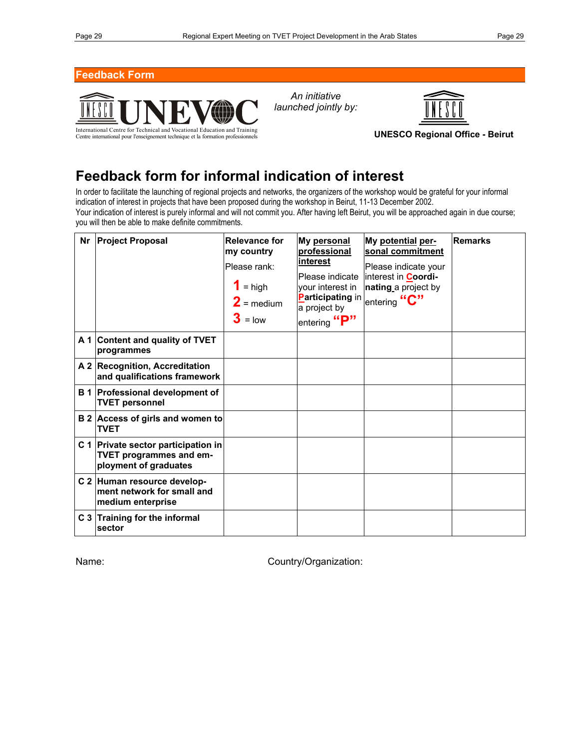## Feedback Form

UNESCO UNEVOC
International Centre for Technical and Vocational Education and Training
Centre international pour l'enseignement technique et la formation professionnels

*An initiative launched jointly by:*

UNESCO
**UNESCO Regional Office - Beirut**

# Feedback form for informal indication of interest

In order to facilitate the launching of regional projects and networks, the organizers of the workshop would be grateful for your informal indication of interest in projects that have been proposed during the workshop in Beirut, 11-13 December 2002.
Your indication of interest is purely informal and will not commit you. After having left Beirut, you will be approached again in due course; you will then be able to make definite commitments.

| Nr | Project Proposal | Relevance for my country<br>Please rank:<br>**1** = high<br>**2** = medium<br>**3** = low | My personal professional interest<br>Please indicate your interest in **P**articipating in a project by entering **"P"** | My potential personal commitment<br>Please indicate your interest in **Coordinating** a project by entering **"C"** | Remarks |
|---|---|---|---|---|---|
| A 1 | **Content and quality of TVET programmes** | | | | |
| A 2 | **Recognition, Accreditation and qualifications framework** | | | | |
| B 1 | **Professional development of TVET personnel** | | | | |
| B 2 | **Access of girls and women to TVET** | | | | |
| C 1 | **Private sector participation in TVET programmes and employment of graduates** | | | | |
| C 2 | **Human resource development network for small and medium enterprise** | | | | |
| C 3 | **Training for the informal sector** | | | | |

Name: Country/Organization: